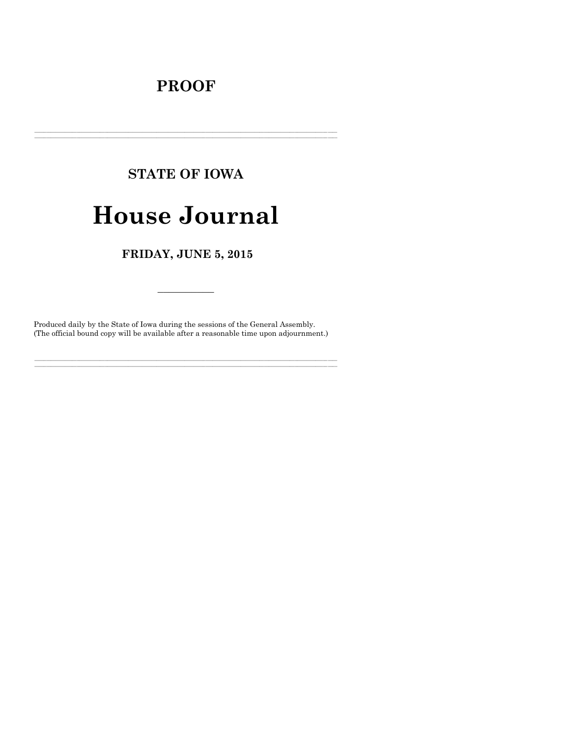# PROOF

---

## STATE OF IOWA

# House Journal

### FRIDAY, JUNE 5, 2015

---

Produced daily by the State of Iowa during the sessions of the General Assembly.
(The official bound copy will be available after a reasonable time upon adjournment.)

---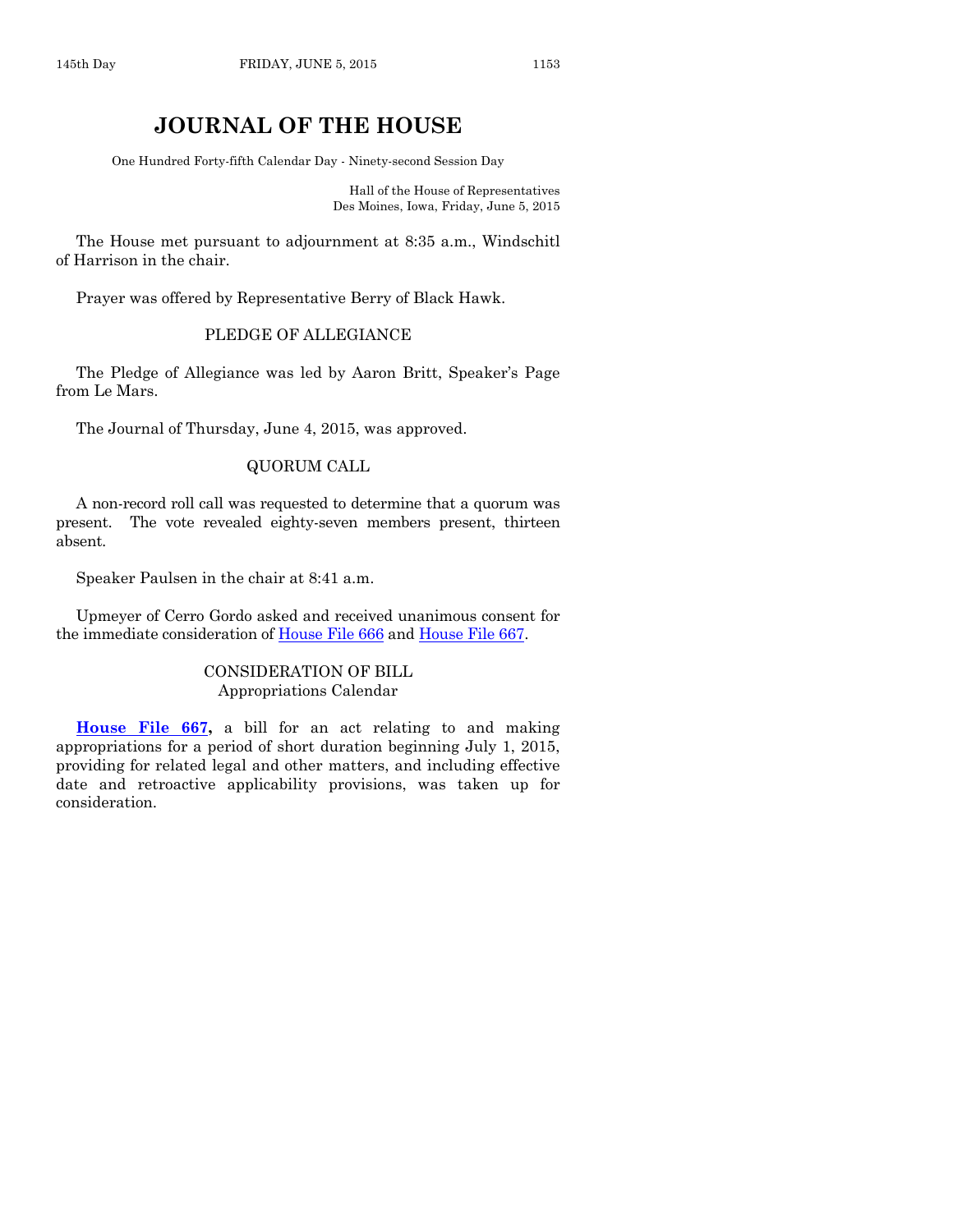# JOURNAL OF THE HOUSE

One Hundred Forty-fifth Calendar Day - Ninety-second Session Day

Hall of the House of Representatives
Des Moines, Iowa, Friday, June 5, 2015

The House met pursuant to adjournment at 8:35 a.m., Windschitl of Harrison in the chair.

Prayer was offered by Representative Berry of Black Hawk.

## PLEDGE OF ALLEGIANCE

The Pledge of Allegiance was led by Aaron Britt, Speaker's Page from Le Mars.

The Journal of Thursday, June 4, 2015, was approved.

## QUORUM CALL

A non-record roll call was requested to determine that a quorum was present. The vote revealed eighty-seven members present, thirteen absent.

Speaker Paulsen in the chair at 8:41 a.m.

Upmeyer of Cerro Gordo asked and received unanimous consent for the immediate consideration of House File 666 and House File 667.

## CONSIDERATION OF BILL
Appropriations Calendar

**House File 667,** a bill for an act relating to and making appropriations for a period of short duration beginning July 1, 2015, providing for related legal and other matters, and including effective date and retroactive applicability provisions, was taken up for consideration.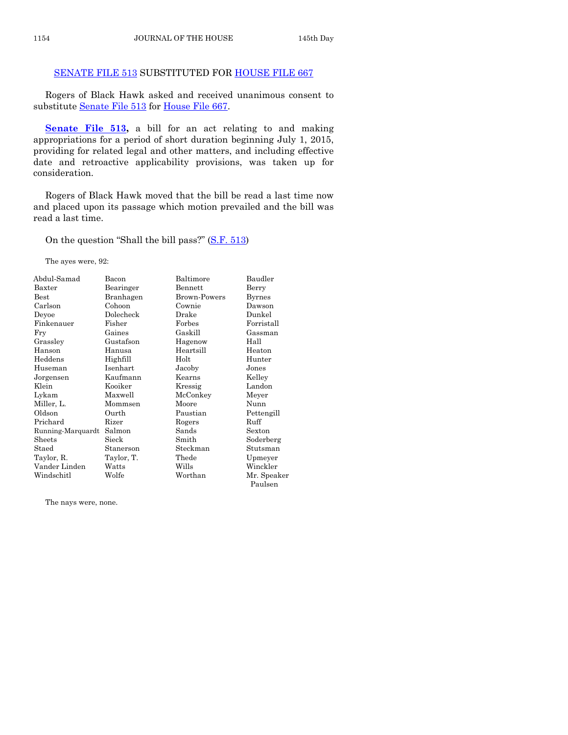## SENATE FILE 513 SUBSTITUTED FOR HOUSE FILE 667

Rogers of Black Hawk asked and received unanimous consent to substitute Senate File 513 for House File 667.

**Senate File 513,** a bill for an act relating to and making appropriations for a period of short duration beginning July 1, 2015, providing for related legal and other matters, and including effective date and retroactive applicability provisions, was taken up for consideration.

Rogers of Black Hawk moved that the bill be read a last time now and placed upon its passage which motion prevailed and the bill was read a last time.

On the question "Shall the bill pass?" (S.F. 513)

The ayes were, 92:

| | | | |
|---|---|---|---|
| Abdul-Samad | Bacon | Baltimore | Baudler |
| Baxter | Bearinger | Bennett | Berry |
| Best | Branhagen | Brown-Powers | Byrnes |
| Carlson | Cohoon | Cownie | Dawson |
| Deyoe | Dolecheck | Drake | Dunkel |
| Finkenauer | Fisher | Forbes | Forristall |
| Fry | Gaines | Gaskill | Gassman |
| Grassley | Gustafson | Hagenow | Hall |
| Hanson | Hanusa | Heartsill | Heaton |
| Heddens | Highfill | Holt | Hunter |
| Huseman | Isenhart | Jacoby | Jones |
| Jorgensen | Kaufmann | Kearns | Kelley |
| Klein | Kooiker | Kressig | Landon |
| Lykam | Maxwell | McConkey | Meyer |
| Miller, L. | Mommsen | Moore | Nunn |
| Oldson | Ourth | Paustian | Pettengill |
| Prichard | Rizer | Rogers | Ruff |
| Running-Marquardt | Salmon | Sands | Sexton |
| Sheets | Sieck | Smith | Soderberg |
| Staed | Stanerson | Steckman | Stutsman |
| Taylor, R. | Taylor, T. | Thede | Upmeyer |
| Vander Linden | Watts | Wills | Winckler |
| Windschitl | Wolfe | Worthan | Mr. Speaker Paulsen |

The nays were, none.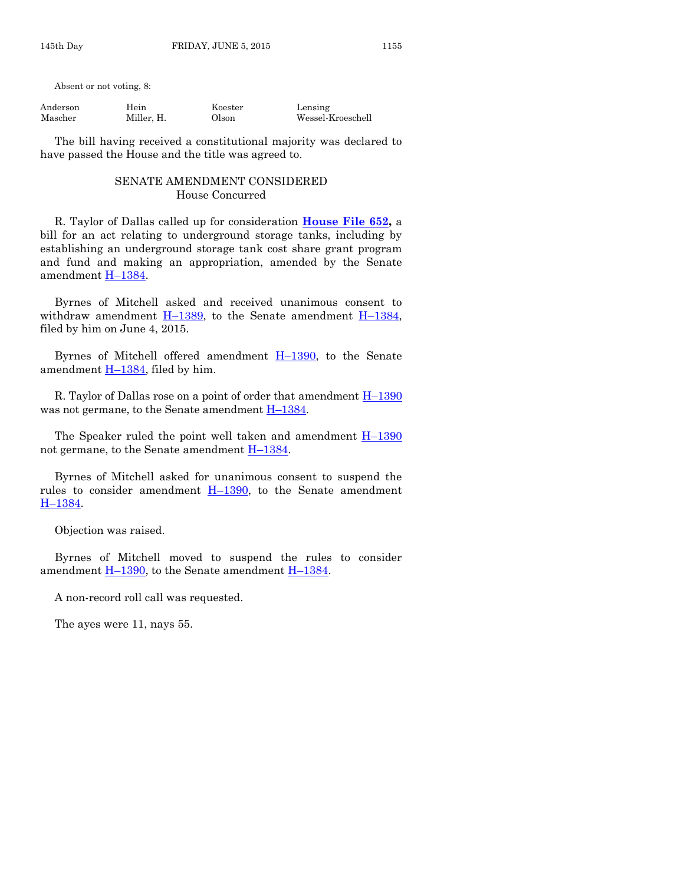Absent or not voting, 8:

| | | | |
|---|---|---|---|
| Anderson | Hein | Koester | Lensing |
| Mascher | Miller, H. | Olson | Wessel-Kroeschell |

The bill having received a constitutional majority was declared to have passed the House and the title was agreed to.

## SENATE AMENDMENT CONSIDERED
### House Concurred

R. Taylor of Dallas called up for consideration **House File 652,** a bill for an act relating to underground storage tanks, including by establishing an underground storage tank cost share grant program and fund and making an appropriation, amended by the Senate amendment H–1384.

Byrnes of Mitchell asked and received unanimous consent to withdraw amendment H–1389, to the Senate amendment H–1384, filed by him on June 4, 2015.

Byrnes of Mitchell offered amendment H–1390, to the Senate amendment H–1384, filed by him.

R. Taylor of Dallas rose on a point of order that amendment H–1390 was not germane, to the Senate amendment H–1384.

The Speaker ruled the point well taken and amendment H–1390 not germane, to the Senate amendment H–1384.

Byrnes of Mitchell asked for unanimous consent to suspend the rules to consider amendment H–1390, to the Senate amendment H–1384.

Objection was raised.

Byrnes of Mitchell moved to suspend the rules to consider amendment H–1390, to the Senate amendment H–1384.

A non-record roll call was requested.

The ayes were 11, nays 55.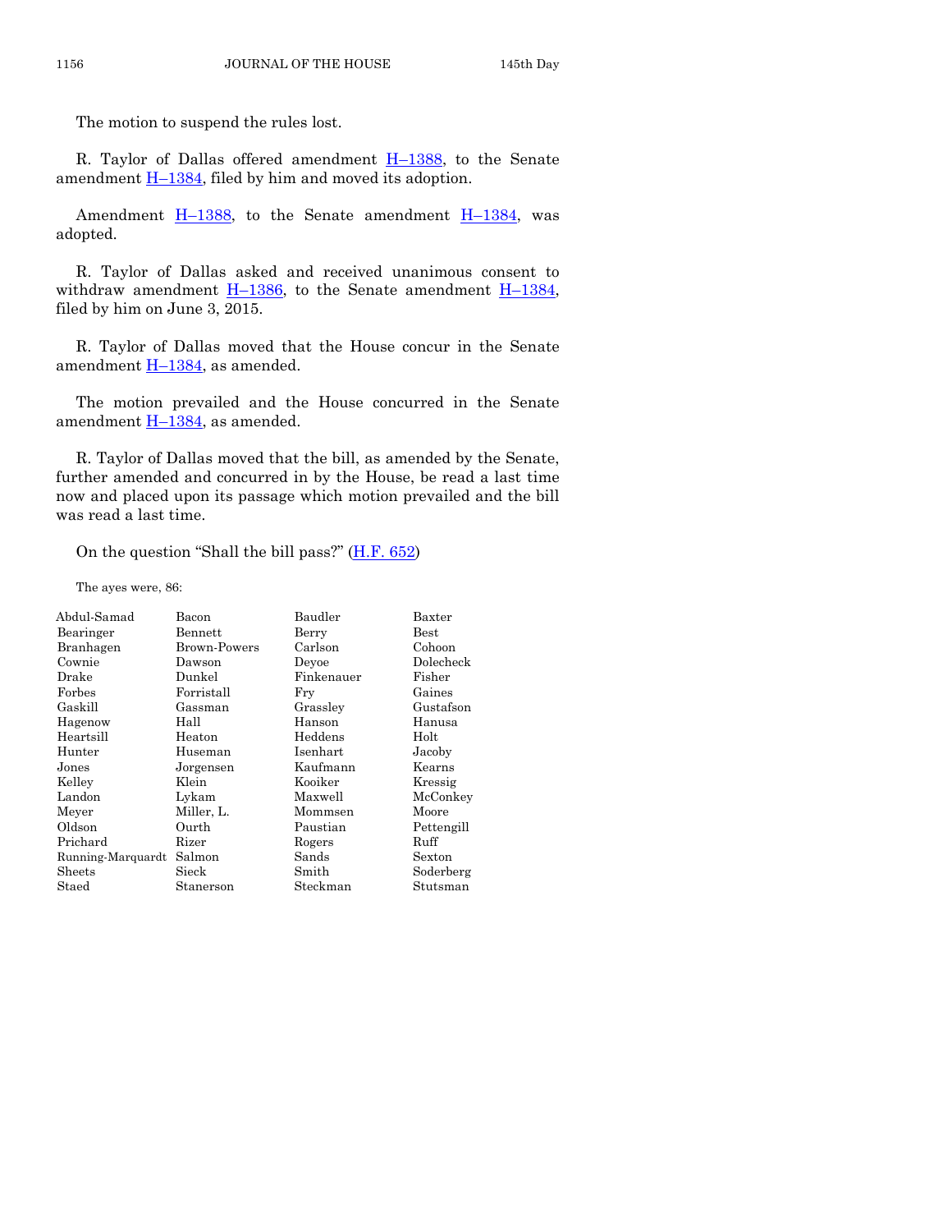The motion to suspend the rules lost.

R. Taylor of Dallas offered amendment H–1388, to the Senate amendment H–1384, filed by him and moved its adoption.

Amendment H–1388, to the Senate amendment H–1384, was adopted.

R. Taylor of Dallas asked and received unanimous consent to withdraw amendment H–1386, to the Senate amendment H–1384, filed by him on June 3, 2015.

R. Taylor of Dallas moved that the House concur in the Senate amendment H–1384, as amended.

The motion prevailed and the House concurred in the Senate amendment H–1384, as amended.

R. Taylor of Dallas moved that the bill, as amended by the Senate, further amended and concurred in by the House, be read a last time now and placed upon its passage which motion prevailed and the bill was read a last time.

On the question "Shall the bill pass?" (H.F. 652)

The ayes were, 86:

| | | | |
|---|---|---|---|
| Abdul-Samad | Bacon | Baudler | Baxter |
| Bearinger | Bennett | Berry | Best |
| Branhagen | Brown-Powers | Carlson | Cohoon |
| Cownie | Dawson | Deyoe | Dolecheck |
| Drake | Dunkel | Finkenauer | Fisher |
| Forbes | Forristall | Fry | Gaines |
| Gaskill | Gassman | Grassley | Gustafson |
| Hagenow | Hall | Hanson | Hanusa |
| Heartsill | Heaton | Heddens | Holt |
| Hunter | Huseman | Isenhart | Jacoby |
| Jones | Jorgensen | Kaufmann | Kearns |
| Kelley | Klein | Kooiker | Kressig |
| Landon | Lykam | Maxwell | McConkey |
| Meyer | Miller, L. | Mommsen | Moore |
| Oldson | Ourth | Paustian | Pettengill |
| Prichard | Rizer | Rogers | Ruff |
| Running-Marquardt | Salmon | Sands | Sexton |
| Sheets | Sieck | Smith | Soderberg |
| Staed | Stanerson | Steckman | Stutsman |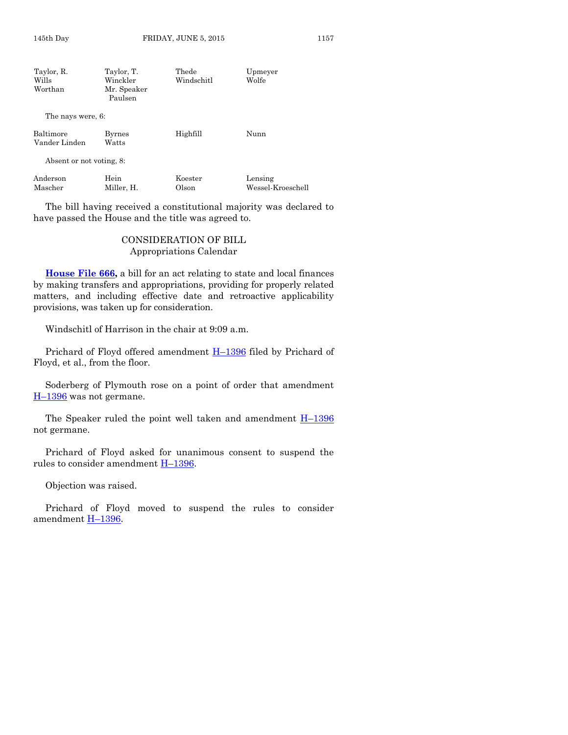| | | | |
|---|---|---|---|
| Taylor, R. | Taylor, T. | Thede | Upmeyer |
| Wills | Winckler | Windschitl | Wolfe |
| Worthan | Mr. Speaker Paulsen | | |

The nays were, 6:

| | | | |
|---|---|---|---|
| Baltimore | Byrnes | Highfill | Nunn |
| Vander Linden | Watts | | |

Absent or not voting, 8:

| | | | |
|---|---|---|---|
| Anderson | Hein | Koester | Lensing |
| Mascher | Miller, H. | Olson | Wessel-Kroeschell |

The bill having received a constitutional majority was declared to have passed the House and the title was agreed to.

## CONSIDERATION OF BILL
### Appropriations Calendar

**House File 666,** a bill for an act relating to state and local finances by making transfers and appropriations, providing for properly related matters, and including effective date and retroactive applicability provisions, was taken up for consideration.

Windschitl of Harrison in the chair at 9:09 a.m.

Prichard of Floyd offered amendment H–1396 filed by Prichard of Floyd, et al., from the floor.

Soderberg of Plymouth rose on a point of order that amendment H–1396 was not germane.

The Speaker ruled the point well taken and amendment H–1396 not germane.

Prichard of Floyd asked for unanimous consent to suspend the rules to consider amendment H–1396.

Objection was raised.

Prichard of Floyd moved to suspend the rules to consider amendment H–1396.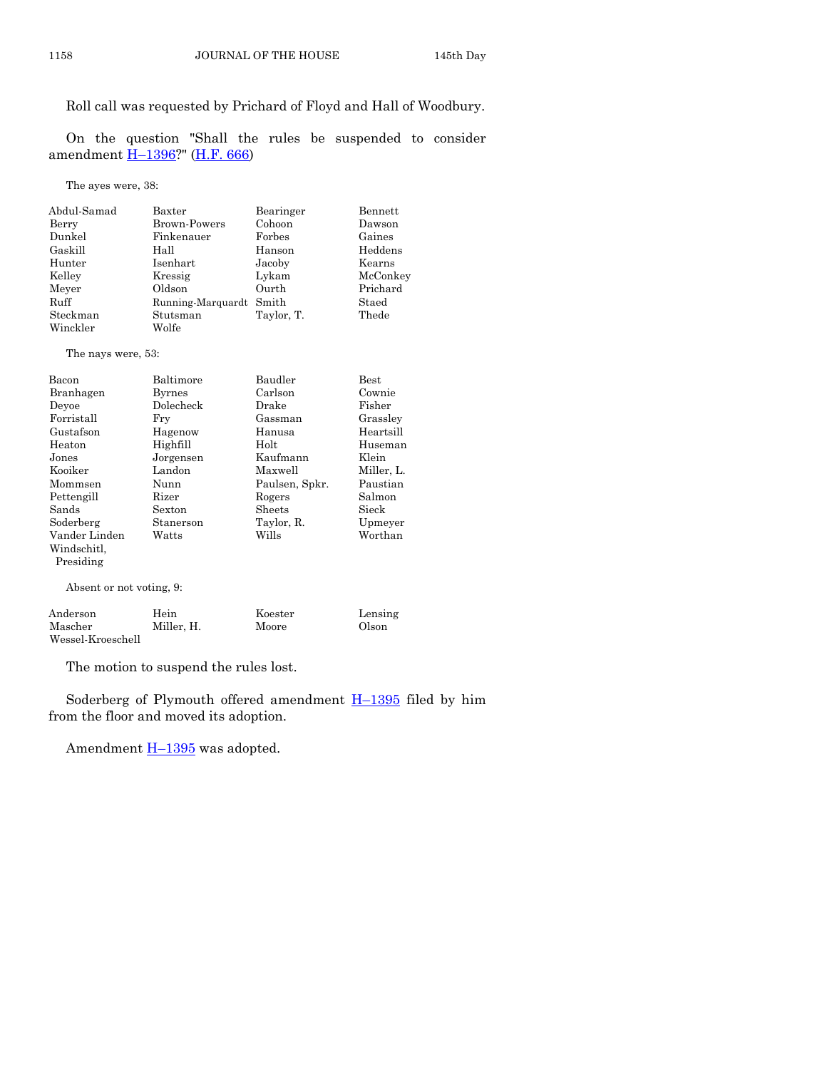Roll call was requested by Prichard of Floyd and Hall of Woodbury.

On the question "Shall the rules be suspended to consider amendment H–1396?" (H.F. 666)

The ayes were, 38:

| | | | |
|---|---|---|---|
| Abdul-Samad | Baxter | Bearinger | Bennett |
| Berry | Brown-Powers | Cohoon | Dawson |
| Dunkel | Finkenauer | Forbes | Gaines |
| Gaskill | Hall | Hanson | Heddens |
| Hunter | Isenhart | Jacoby | Kearns |
| Kelley | Kressig | Lykam | McConkey |
| Meyer | Oldson | Ourth | Prichard |
| Ruff | Running-Marquardt | Smith | Staed |
| Steckman | Stutsman | Taylor, T. | Thede |
| Winckler | Wolfe | | |

The nays were, 53:

| | | | |
|---|---|---|---|
| Bacon | Baltimore | Baudler | Best |
| Branhagen | Byrnes | Carlson | Cownie |
| Deyoe | Dolecheck | Drake | Fisher |
| Forristall | Fry | Gassman | Grassley |
| Gustafson | Hagenow | Hanusa | Heartsill |
| Heaton | Highfill | Holt | Huseman |
| Jones | Jorgensen | Kaufmann | Klein |
| Kooiker | Landon | Maxwell | Miller, L. |
| Mommsen | Nunn | Paulsen, Spkr. | Paustian |
| Pettengill | Rizer | Rogers | Salmon |
| Sands | Sexton | Sheets | Sieck |
| Soderberg | Stanerson | Taylor, R. | Upmeyer |
| Vander Linden | Watts | Wills | Worthan |
| Windschitl, Presiding | | | |

Absent or not voting, 9:

| | | | |
|---|---|---|---|
| Anderson | Hein | Koester | Lensing |
| Mascher | Miller, H. | Moore | Olson |
| Wessel-Kroeschell | | | |

The motion to suspend the rules lost.

Soderberg of Plymouth offered amendment H–1395 filed by him from the floor and moved its adoption.

Amendment H–1395 was adopted.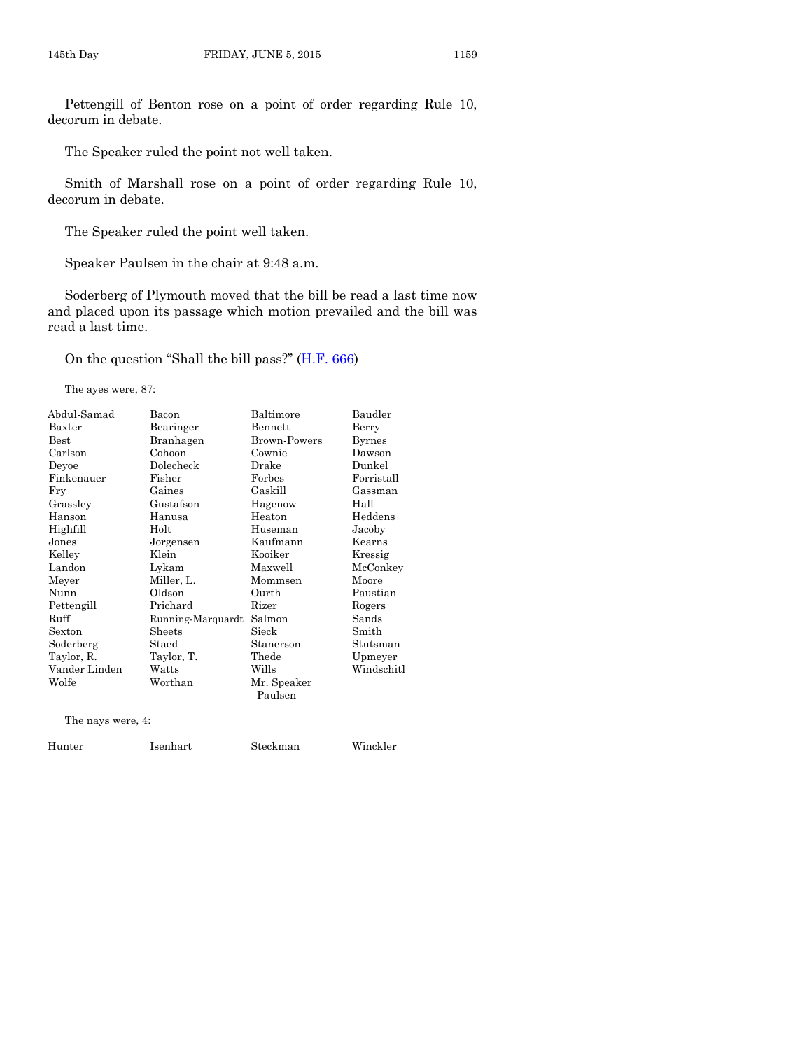Pettengill of Benton rose on a point of order regarding Rule 10, decorum in debate.

The Speaker ruled the point not well taken.

Smith of Marshall rose on a point of order regarding Rule 10, decorum in debate.

The Speaker ruled the point well taken.

Speaker Paulsen in the chair at 9:48 a.m.

Soderberg of Plymouth moved that the bill be read a last time now and placed upon its passage which motion prevailed and the bill was read a last time.

On the question "Shall the bill pass?" (H.F. 666)

The ayes were, 87:

| | | | |
|---|---|---|---|
| Abdul-Samad | Bacon | Baltimore | Baudler |
| Baxter | Bearinger | Bennett | Berry |
| Best | Branhagen | Brown-Powers | Byrnes |
| Carlson | Cohoon | Cownie | Dawson |
| Deyoe | Dolecheck | Drake | Dunkel |
| Finkenauer | Fisher | Forbes | Forristall |
| Fry | Gaines | Gaskill | Gassman |
| Grassley | Gustafson | Hagenow | Hall |
| Hanson | Hanusa | Heaton | Heddens |
| Highfill | Holt | Huseman | Jacoby |
| Jones | Jorgensen | Kaufmann | Kearns |
| Kelley | Klein | Kooiker | Kressig |
| Landon | Lykam | Maxwell | McConkey |
| Meyer | Miller, L. | Mommsen | Moore |
| Nunn | Oldson | Ourth | Paustian |
| Pettengill | Prichard | Rizer | Rogers |
| Ruff | Running-Marquardt | Salmon | Sands |
| Sexton | Sheets | Sieck | Smith |
| Soderberg | Staed | Stanerson | Stutsman |
| Taylor, R. | Taylor, T. | Thede | Upmeyer |
| Vander Linden | Watts | Wills | Windschitl |
| Wolfe | Worthan | Mr. Speaker Paulsen | |

The nays were, 4:

| | | | |
|---|---|---|---|
| Hunter | Isenhart | Steckman | Winckler |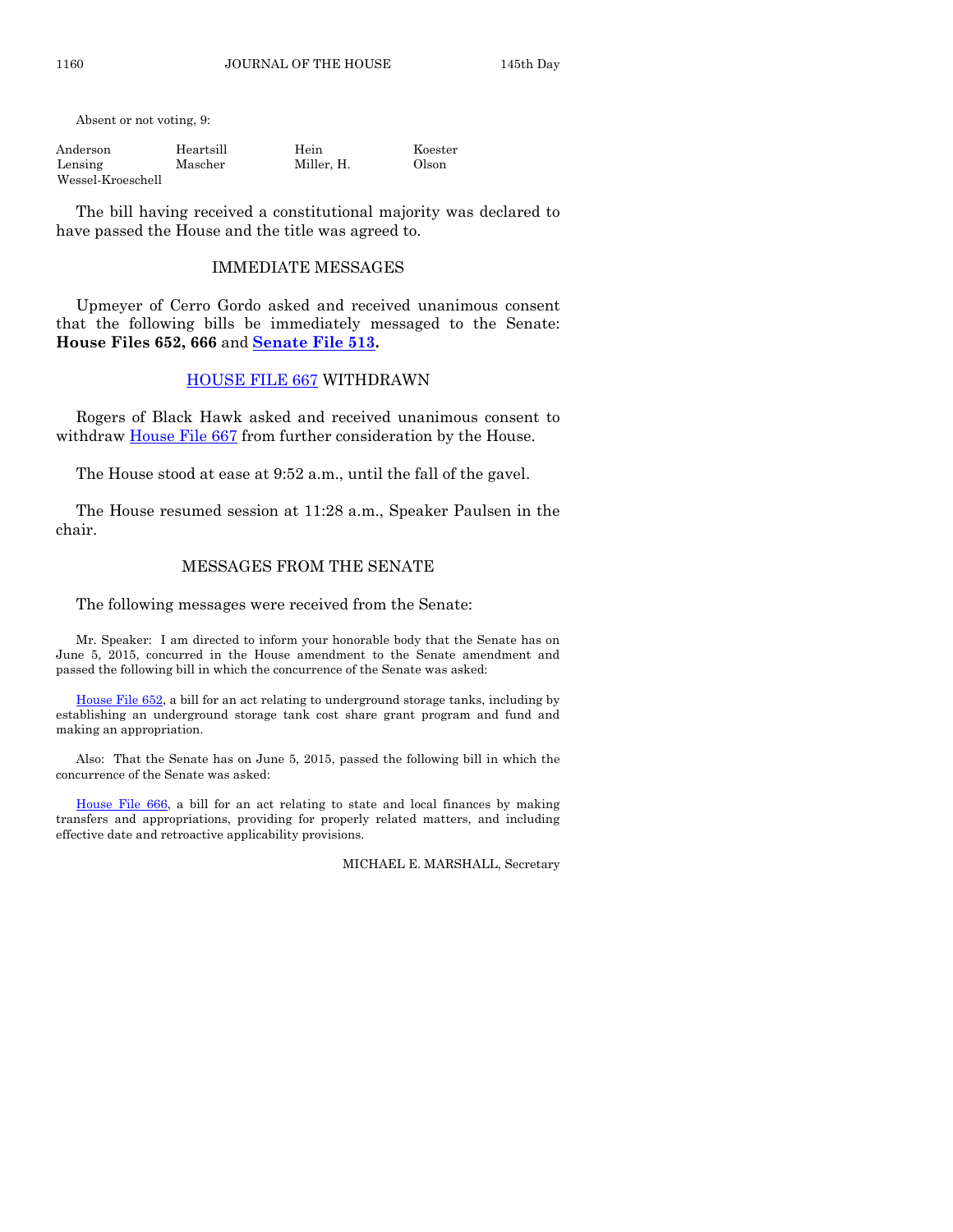Absent or not voting, 9:

| | | | |
|---|---|---|---|
| Anderson | Heartsill | Hein | Koester |
| Lensing | Mascher | Miller, H. | Olson |
| Wessel-Kroeschell | | | |

The bill having received a constitutional majority was declared to have passed the House and the title was agreed to.

## IMMEDIATE MESSAGES

Upmeyer of Cerro Gordo asked and received unanimous consent that the following bills be immediately messaged to the Senate: **House Files 652, 666** and **Senate File 513.**

## HOUSE FILE 667 WITHDRAWN

Rogers of Black Hawk asked and received unanimous consent to withdraw House File 667 from further consideration by the House.

The House stood at ease at 9:52 a.m., until the fall of the gavel.

The House resumed session at 11:28 a.m., Speaker Paulsen in the chair.

## MESSAGES FROM THE SENATE

The following messages were received from the Senate:

Mr. Speaker: I am directed to inform your honorable body that the Senate has on June 5, 2015, concurred in the House amendment to the Senate amendment and passed the following bill in which the concurrence of the Senate was asked:

House File 652, a bill for an act relating to underground storage tanks, including by establishing an underground storage tank cost share grant program and fund and making an appropriation.

Also: That the Senate has on June 5, 2015, passed the following bill in which the concurrence of the Senate was asked:

House File 666, a bill for an act relating to state and local finances by making transfers and appropriations, providing for properly related matters, and including effective date and retroactive applicability provisions.

MICHAEL E. MARSHALL, Secretary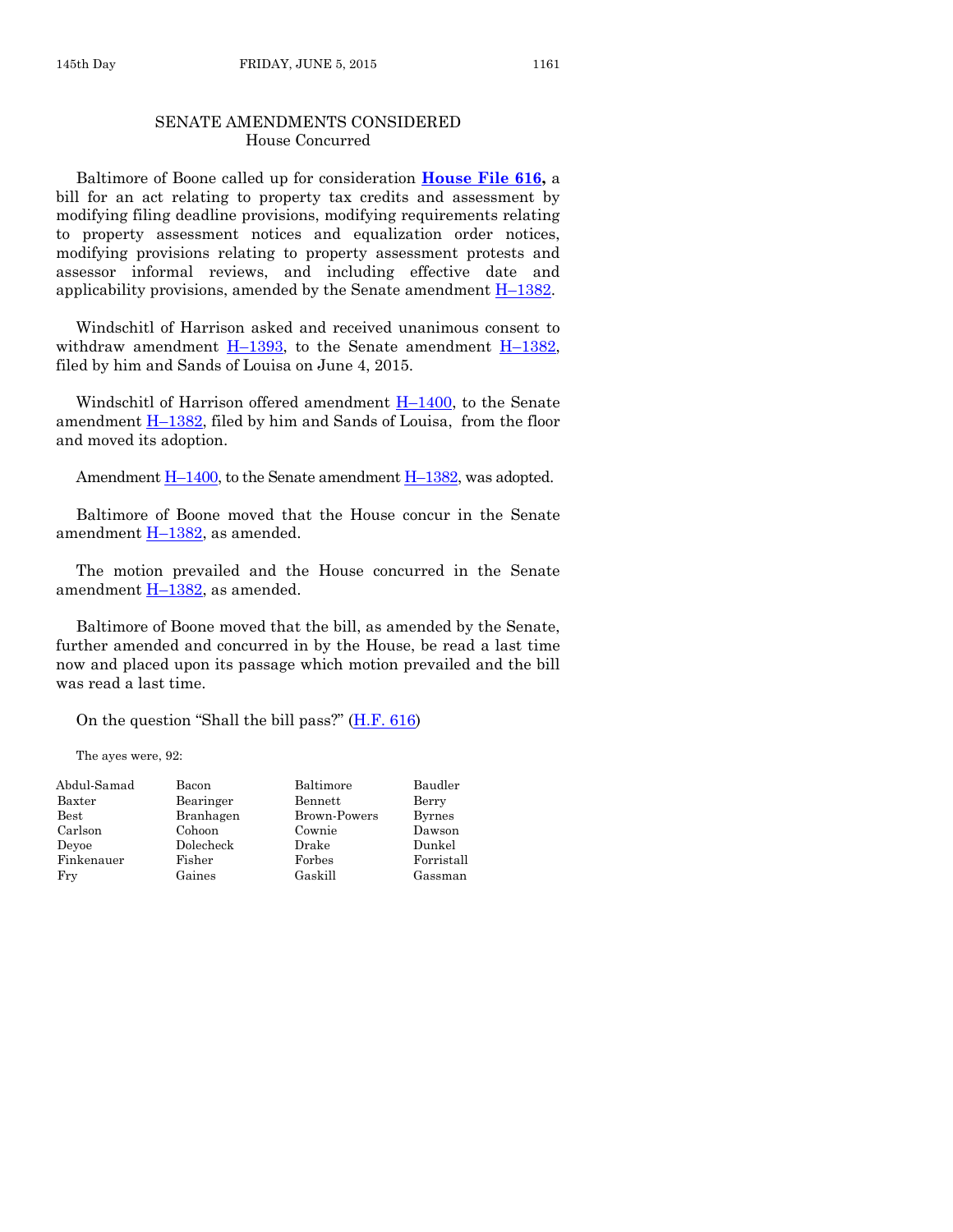## SENATE AMENDMENTS CONSIDERED
### House Concurred

Baltimore of Boone called up for consideration **House File 616,** a bill for an act relating to property tax credits and assessment by modifying filing deadline provisions, modifying requirements relating to property assessment notices and equalization order notices, modifying provisions relating to property assessment protests and assessor informal reviews, and including effective date and applicability provisions, amended by the Senate amendment H–1382.

Windschitl of Harrison asked and received unanimous consent to withdraw amendment H–1393, to the Senate amendment H–1382, filed by him and Sands of Louisa on June 4, 2015.

Windschitl of Harrison offered amendment H–1400, to the Senate amendment H–1382, filed by him and Sands of Louisa, from the floor and moved its adoption.

Amendment H–1400, to the Senate amendment H–1382, was adopted.

Baltimore of Boone moved that the House concur in the Senate amendment H–1382, as amended.

The motion prevailed and the House concurred in the Senate amendment H–1382, as amended.

Baltimore of Boone moved that the bill, as amended by the Senate, further amended and concurred in by the House, be read a last time now and placed upon its passage which motion prevailed and the bill was read a last time.

On the question "Shall the bill pass?" (H.F. 616)

The ayes were, 92:

| | | | |
|---|---|---|---|
| Abdul-Samad | Bacon | Baltimore | Baudler |
| Baxter | Bearinger | Bennett | Berry |
| Best | Branhagen | Brown-Powers | Byrnes |
| Carlson | Cohoon | Cownie | Dawson |
| Deyoe | Dolecheck | Drake | Dunkel |
| Finkenauer | Fisher | Forbes | Forristall |
| Fry | Gaines | Gaskill | Gassman |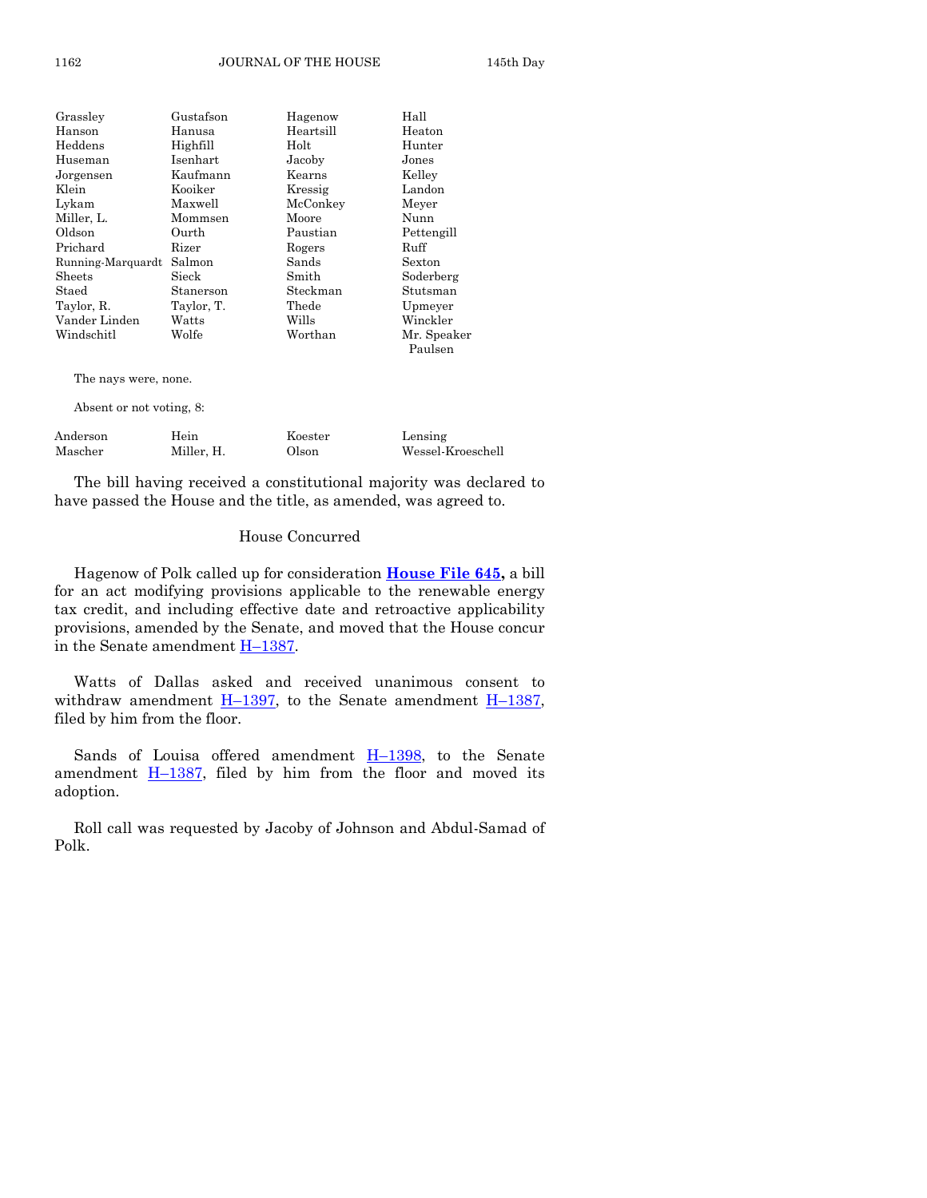| | | | |
|---|---|---|---|
| Grassley | Gustafson | Hagenow | Hall |
| Hanson | Hanusa | Heartsill | Heaton |
| Heddens | Highfill | Holt | Hunter |
| Huseman | Isenhart | Jacoby | Jones |
| Jorgensen | Kaufmann | Kearns | Kelley |
| Klein | Kooiker | Kressig | Landon |
| Lykam | Maxwell | McConkey | Meyer |
| Miller, L. | Mommsen | Moore | Nunn |
| Oldson | Ourth | Paustian | Pettengill |
| Prichard | Rizer | Rogers | Ruff |
| Running-Marquardt | Salmon | Sands | Sexton |
| Sheets | Sieck | Smith | Soderberg |
| Staed | Stanerson | Steckman | Stutsman |
| Taylor, R. | Taylor, T. | Thede | Upmeyer |
| Vander Linden | Watts | Wills | Winckler |
| Windschitl | Wolfe | Worthan | Mr. Speaker Paulsen |

The nays were, none.

Absent or not voting, 8:

| | | | |
|---|---|---|---|
| Anderson | Hein | Koester | Lensing |
| Mascher | Miller, H. | Olson | Wessel-Kroeschell |

The bill having received a constitutional majority was declared to have passed the House and the title, as amended, was agreed to.

## House Concurred

Hagenow of Polk called up for consideration **House File 645,** a bill for an act modifying provisions applicable to the renewable energy tax credit, and including effective date and retroactive applicability provisions, amended by the Senate, and moved that the House concur in the Senate amendment H–1387.

Watts of Dallas asked and received unanimous consent to withdraw amendment H–1397, to the Senate amendment H–1387, filed by him from the floor.

Sands of Louisa offered amendment H–1398, to the Senate amendment H–1387, filed by him from the floor and moved its adoption.

Roll call was requested by Jacoby of Johnson and Abdul-Samad of Polk.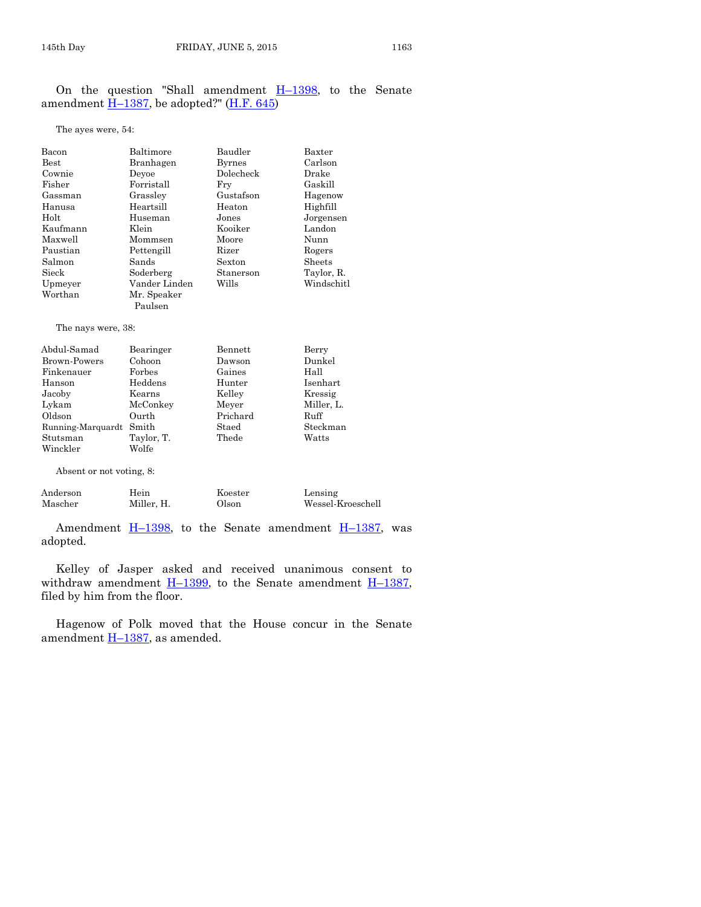On the question "Shall amendment H–1398, to the Senate amendment H–1387, be adopted?" (H.F. 645)

The ayes were, 54:

| | | | |
|---|---|---|---|
| Bacon | Baltimore | Baudler | Baxter |
| Best | Branhagen | Byrnes | Carlson |
| Cownie | Deyoe | Dolecheck | Drake |
| Fisher | Forristall | Fry | Gaskill |
| Gassman | Grassley | Gustafson | Hagenow |
| Hanusa | Heartsill | Heaton | Highfill |
| Holt | Huseman | Jones | Jorgensen |
| Kaufmann | Klein | Kooiker | Landon |
| Maxwell | Mommsen | Moore | Nunn |
| Paustian | Pettengill | Rizer | Rogers |
| Salmon | Sands | Sexton | Sheets |
| Sieck | Soderberg | Stanerson | Taylor, R. |
| Upmeyer | Vander Linden | Wills | Windschitl |
| Worthan | Mr. Speaker Paulsen | | |

The nays were, 38:

| | | | |
|---|---|---|---|
| Abdul-Samad | Bearinger | Bennett | Berry |
| Brown-Powers | Cohoon | Dawson | Dunkel |
| Finkenauer | Forbes | Gaines | Hall |
| Hanson | Heddens | Hunter | Isenhart |
| Jacoby | Kearns | Kelley | Kressig |
| Lykam | McConkey | Meyer | Miller, L. |
| Oldson | Ourth | Prichard | Ruff |
| Running-Marquardt | Smith | Staed | Steckman |
| Stutsman | Taylor, T. | Thede | Watts |
| Winckler | Wolfe | | |

Absent or not voting, 8:

| | | | |
|---|---|---|---|
| Anderson | Hein | Koester | Lensing |
| Mascher | Miller, H. | Olson | Wessel-Kroeschell |

Amendment H–1398, to the Senate amendment H–1387, was adopted.

Kelley of Jasper asked and received unanimous consent to withdraw amendment H–1399, to the Senate amendment H–1387, filed by him from the floor.

Hagenow of Polk moved that the House concur in the Senate amendment H–1387, as amended.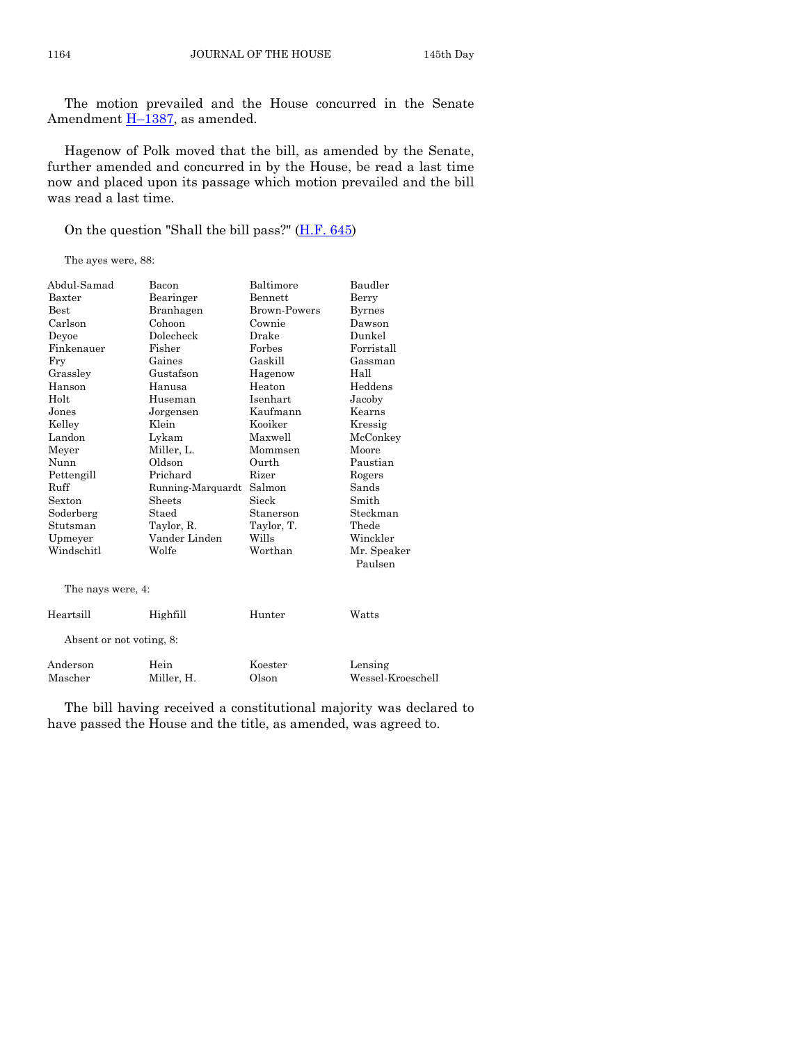The motion prevailed and the House concurred in the Senate Amendment H–1387, as amended.

Hagenow of Polk moved that the bill, as amended by the Senate, further amended and concurred in by the House, be read a last time now and placed upon its passage which motion prevailed and the bill was read a last time.

On the question "Shall the bill pass?" (H.F. 645)

The ayes were, 88:

| | | | |
|---|---|---|---|
| Abdul-Samad | Bacon | Baltimore | Baudler |
| Baxter | Bearinger | Bennett | Berry |
| Best | Branhagen | Brown-Powers | Byrnes |
| Carlson | Cohoon | Cownie | Dawson |
| Deyoe | Dolecheck | Drake | Dunkel |
| Finkenauer | Fisher | Forbes | Forristall |
| Fry | Gaines | Gaskill | Gassman |
| Grassley | Gustafson | Hagenow | Hall |
| Hanson | Hanusa | Heaton | Heddens |
| Holt | Huseman | Isenhart | Jacoby |
| Jones | Jorgensen | Kaufmann | Kearns |
| Kelley | Klein | Kooiker | Kressig |
| Landon | Lykam | Maxwell | McConkey |
| Meyer | Miller, L. | Mommsen | Moore |
| Nunn | Oldson | Ourth | Paustian |
| Pettengill | Prichard | Rizer | Rogers |
| Ruff | Running-Marquardt | Salmon | Sands |
| Sexton | Sheets | Sieck | Smith |
| Soderberg | Staed | Stanerson | Steckman |
| Stutsman | Taylor, R. | Taylor, T. | Thede |
| Upmeyer | Vander Linden | Wills | Winckler |
| Windschitl | Wolfe | Worthan | Mr. Speaker Paulsen |

The nays were, 4:

| | | | |
|---|---|---|---|
| Heartsill | Highfill | Hunter | Watts |

Absent or not voting, 8:

| | | | |
|---|---|---|---|
| Anderson | Hein | Koester | Lensing |
| Mascher | Miller, H. | Olson | Wessel-Kroeschell |

The bill having received a constitutional majority was declared to have passed the House and the title, as amended, was agreed to.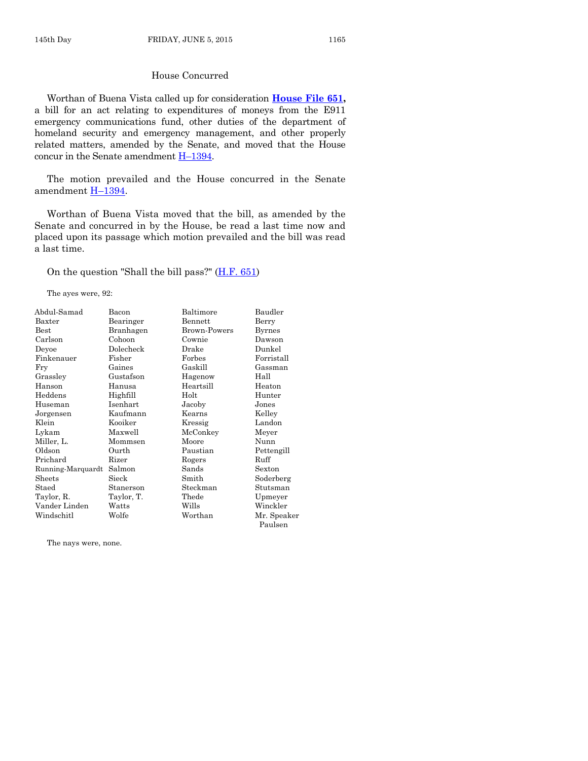## House Concurred

Worthan of Buena Vista called up for consideration **House File 651,** a bill for an act relating to expenditures of moneys from the E911 emergency communications fund, other duties of the department of homeland security and emergency management, and other properly related matters, amended by the Senate, and moved that the House concur in the Senate amendment H–1394.

The motion prevailed and the House concurred in the Senate amendment H–1394.

Worthan of Buena Vista moved that the bill, as amended by the Senate and concurred in by the House, be read a last time now and placed upon its passage which motion prevailed and the bill was read a last time.

On the question "Shall the bill pass?" (H.F. 651)

The ayes were, 92:

| | | | |
|---|---|---|---|
| Abdul-Samad | Bacon | Baltimore | Baudler |
| Baxter | Bearinger | Bennett | Berry |
| Best | Branhagen | Brown-Powers | Byrnes |
| Carlson | Cohoon | Cownie | Dawson |
| Deyoe | Dolecheck | Drake | Dunkel |
| Finkenauer | Fisher | Forbes | Forristall |
| Fry | Gaines | Gaskill | Gassman |
| Grassley | Gustafson | Hagenow | Hall |
| Hanson | Hanusa | Heartsill | Heaton |
| Heddens | Highfill | Holt | Hunter |
| Huseman | Isenhart | Jacoby | Jones |
| Jorgensen | Kaufmann | Kearns | Kelley |
| Klein | Kooiker | Kressig | Landon |
| Lykam | Maxwell | McConkey | Meyer |
| Miller, L. | Mommsen | Moore | Nunn |
| Oldson | Ourth | Paustian | Pettengill |
| Prichard | Rizer | Rogers | Ruff |
| Running-Marquardt | Salmon | Sands | Sexton |
| Sheets | Sieck | Smith | Soderberg |
| Staed | Stanerson | Steckman | Stutsman |
| Taylor, R. | Taylor, T. | Thede | Upmeyer |
| Vander Linden | Watts | Wills | Winckler |
| Windschitl | Wolfe | Worthan | Mr. Speaker Paulsen |

The nays were, none.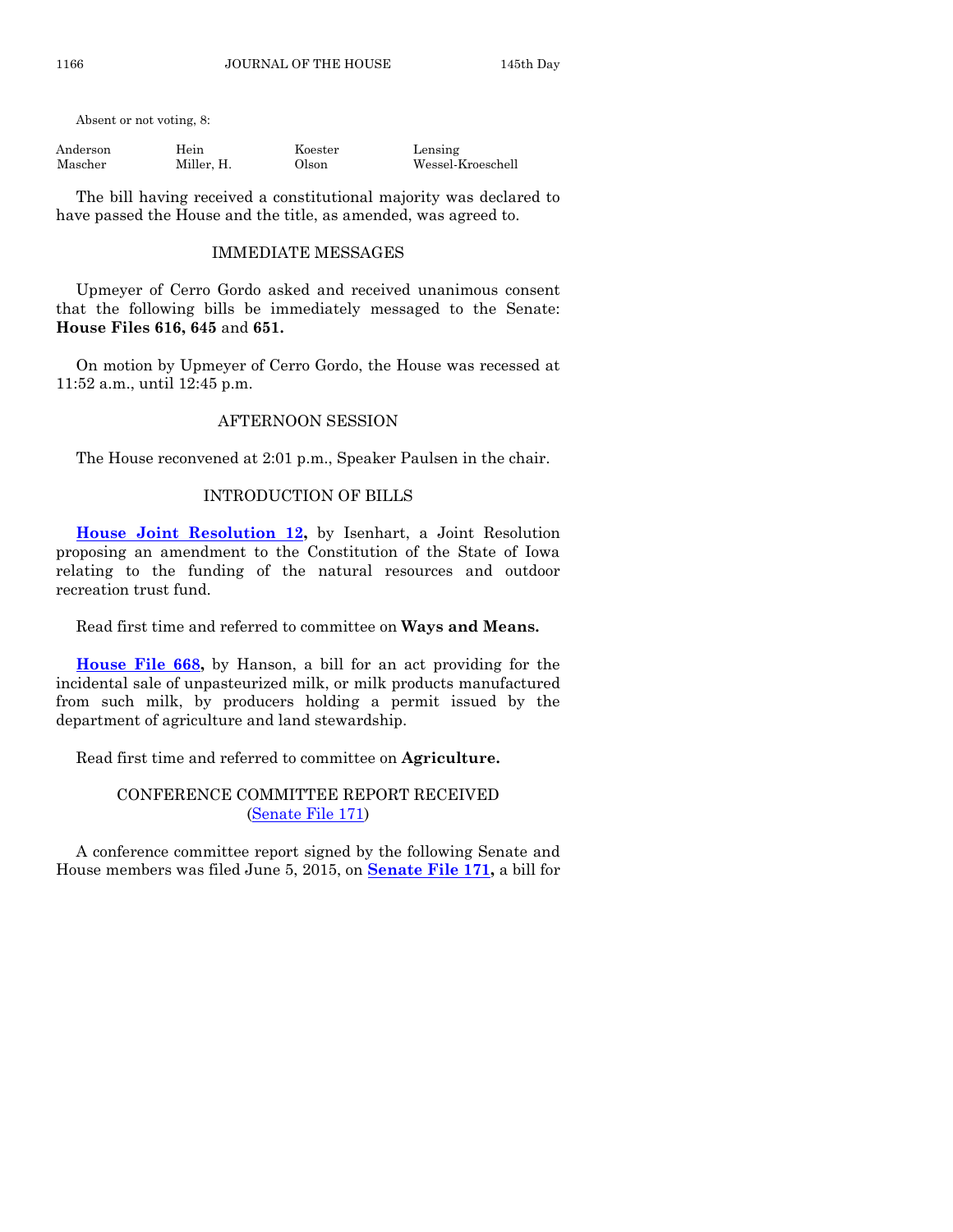Absent or not voting, 8:

| | | | |
|---|---|---|---|
| Anderson | Hein | Koester | Lensing |
| Mascher | Miller, H. | Olson | Wessel-Kroeschell |

The bill having received a constitutional majority was declared to have passed the House and the title, as amended, was agreed to.

## IMMEDIATE MESSAGES

Upmeyer of Cerro Gordo asked and received unanimous consent that the following bills be immediately messaged to the Senate: **House Files 616, 645** and **651.**

On motion by Upmeyer of Cerro Gordo, the House was recessed at 11:52 a.m., until 12:45 p.m.

## AFTERNOON SESSION

The House reconvened at 2:01 p.m., Speaker Paulsen in the chair.

## INTRODUCTION OF BILLS

**House Joint Resolution 12,** by Isenhart, a Joint Resolution proposing an amendment to the Constitution of the State of Iowa relating to the funding of the natural resources and outdoor recreation trust fund.

Read first time and referred to committee on **Ways and Means.**

**House File 668,** by Hanson, a bill for an act providing for the incidental sale of unpasteurized milk, or milk products manufactured from such milk, by producers holding a permit issued by the department of agriculture and land stewardship.

Read first time and referred to committee on **Agriculture.**

## CONFERENCE COMMITTEE REPORT RECEIVED (Senate File 171)

A conference committee report signed by the following Senate and House members was filed June 5, 2015, on **Senate File 171,** a bill for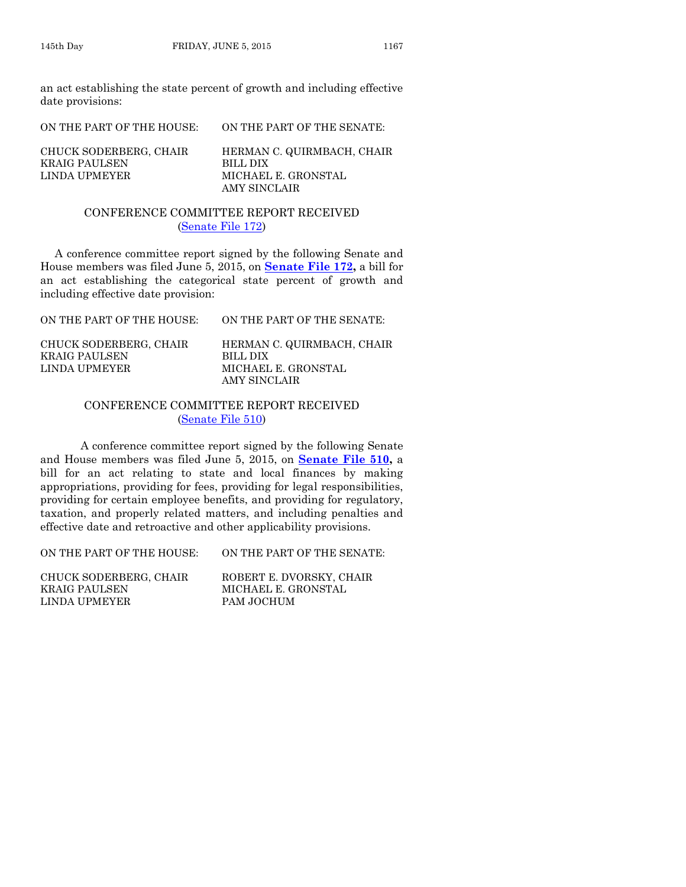an act establishing the state percent of growth and including effective date provisions:

| ON THE PART OF THE HOUSE: | ON THE PART OF THE SENATE: |
| --- | --- |
| CHUCK SODERBERG, CHAIR | HERMAN C. QUIRMBACH, CHAIR |
| KRAIG PAULSEN | BILL DIX |
| LINDA UPMEYER | MICHAEL E. GRONSTAL |
| | AMY SINCLAIR |

## CONFERENCE COMMITTEE REPORT RECEIVED
(Senate File 172)

A conference committee report signed by the following Senate and House members was filed June 5, 2015, on **Senate File 172,** a bill for an act establishing the categorical state percent of growth and including effective date provision:

| ON THE PART OF THE HOUSE: | ON THE PART OF THE SENATE: |
| --- | --- |
| CHUCK SODERBERG, CHAIR | HERMAN C. QUIRMBACH, CHAIR |
| KRAIG PAULSEN | BILL DIX |
| LINDA UPMEYER | MICHAEL E. GRONSTAL |
| | AMY SINCLAIR |

## CONFERENCE COMMITTEE REPORT RECEIVED
(Senate File 510)

A conference committee report signed by the following Senate and House members was filed June 5, 2015, on **Senate File 510,** a bill for an act relating to state and local finances by making appropriations, providing for fees, providing for legal responsibilities, providing for certain employee benefits, and providing for regulatory, taxation, and properly related matters, and including penalties and effective date and retroactive and other applicability provisions.

| ON THE PART OF THE HOUSE: | ON THE PART OF THE SENATE: |
| --- | --- |
| CHUCK SODERBERG, CHAIR | ROBERT E. DVORSKY, CHAIR |
| KRAIG PAULSEN | MICHAEL E. GRONSTAL |
| LINDA UPMEYER | PAM JOCHUM |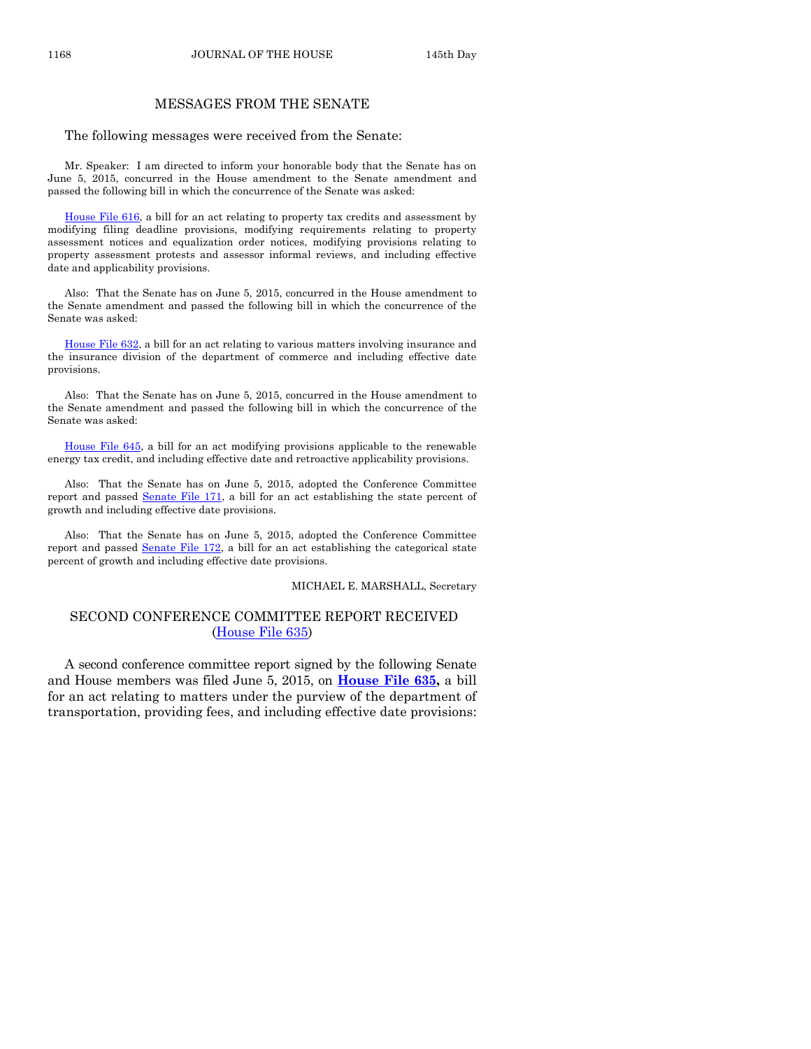## MESSAGES FROM THE SENATE

The following messages were received from the Senate:

Mr. Speaker: I am directed to inform your honorable body that the Senate has on June 5, 2015, concurred in the House amendment to the Senate amendment and passed the following bill in which the concurrence of the Senate was asked:

House File 616, a bill for an act relating to property tax credits and assessment by modifying filing deadline provisions, modifying requirements relating to property assessment notices and equalization order notices, modifying provisions relating to property assessment protests and assessor informal reviews, and including effective date and applicability provisions.

Also: That the Senate has on June 5, 2015, concurred in the House amendment to the Senate amendment and passed the following bill in which the concurrence of the Senate was asked:

House File 632, a bill for an act relating to various matters involving insurance and the insurance division of the department of commerce and including effective date provisions.

Also: That the Senate has on June 5, 2015, concurred in the House amendment to the Senate amendment and passed the following bill in which the concurrence of the Senate was asked:

House File 645, a bill for an act modifying provisions applicable to the renewable energy tax credit, and including effective date and retroactive applicability provisions.

Also: That the Senate has on June 5, 2015, adopted the Conference Committee report and passed Senate File 171, a bill for an act establishing the state percent of growth and including effective date provisions.

Also: That the Senate has on June 5, 2015, adopted the Conference Committee report and passed Senate File 172, a bill for an act establishing the categorical state percent of growth and including effective date provisions.

MICHAEL E. MARSHALL, Secretary

## SECOND CONFERENCE COMMITTEE REPORT RECEIVED (House File 635)

A second conference committee report signed by the following Senate and House members was filed June 5, 2015, on **House File 635,** a bill for an act relating to matters under the purview of the department of transportation, providing fees, and including effective date provisions: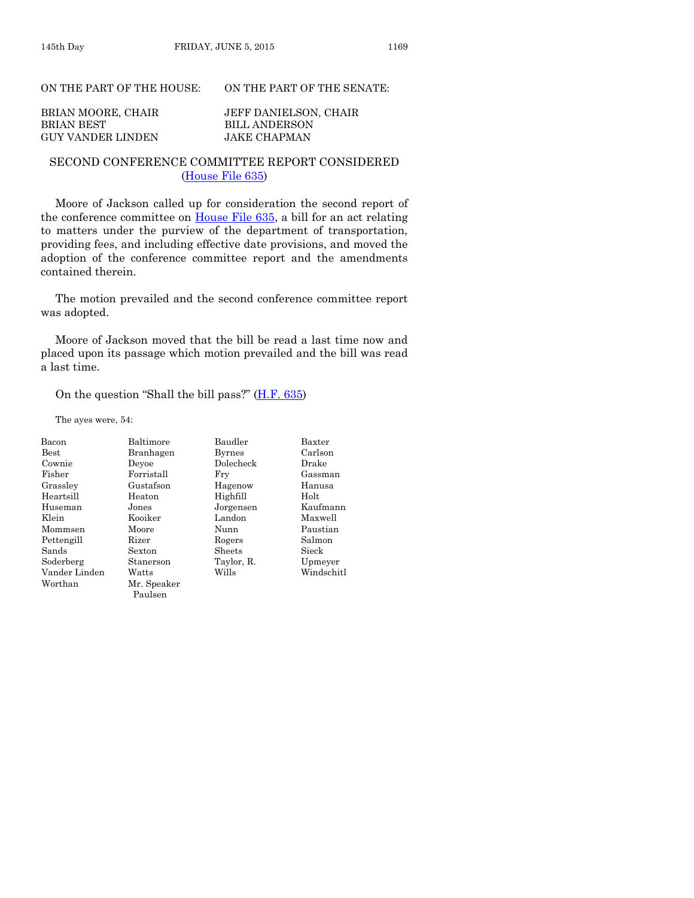| ON THE PART OF THE HOUSE: | ON THE PART OF THE SENATE: |
|---|---|
| BRIAN MOORE, CHAIR | JEFF DANIELSON, CHAIR |
| BRIAN BEST | BILL ANDERSON |
| GUY VANDER LINDEN | JAKE CHAPMAN |

## SECOND CONFERENCE COMMITTEE REPORT CONSIDERED (House File 635)

Moore of Jackson called up for consideration the second report of the conference committee on House File 635, a bill for an act relating to matters under the purview of the department of transportation, providing fees, and including effective date provisions, and moved the adoption of the conference committee report and the amendments contained therein.

The motion prevailed and the second conference committee report was adopted.

Moore of Jackson moved that the bill be read a last time now and placed upon its passage which motion prevailed and the bill was read a last time.

On the question "Shall the bill pass?" (H.F. 635)

The ayes were, 54:

| | | | |
|---|---|---|---|
| Bacon | Baltimore | Baudler | Baxter |
| Best | Branhagen | Byrnes | Carlson |
| Cownie | Deyoe | Dolecheck | Drake |
| Fisher | Forristall | Fry | Gassman |
| Grassley | Gustafson | Hagenow | Hanusa |
| Heartsill | Heaton | Highfill | Holt |
| Huseman | Jones | Jorgensen | Kaufmann |
| Klein | Kooiker | Landon | Maxwell |
| Mommsen | Moore | Nunn | Paustian |
| Pettengill | Rizer | Rogers | Salmon |
| Sands | Sexton | Sheets | Sieck |
| Soderberg | Stanerson | Taylor, R. | Upmeyer |
| Vander Linden | Watts | Wills | Windschitl |
| Worthan | Mr. Speaker Paulsen | | |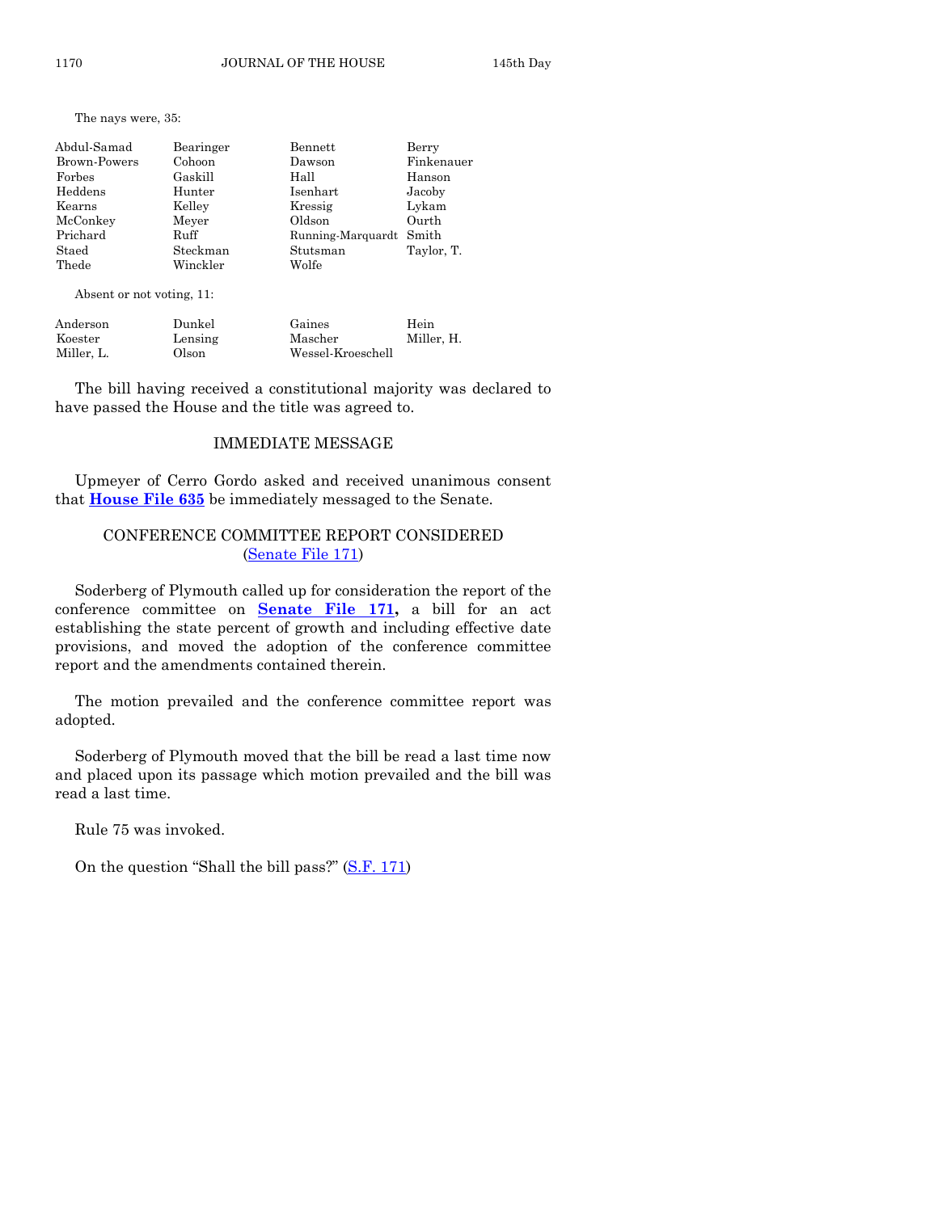The nays were, 35:

| | | | |
|---|---|---|---|
| Abdul-Samad | Bearinger | Bennett | Berry |
| Brown-Powers | Cohoon | Dawson | Finkenauer |
| Forbes | Gaskill | Hall | Hanson |
| Heddens | Hunter | Isenhart | Jacoby |
| Kearns | Kelley | Kressig | Lykam |
| McConkey | Meyer | Oldson | Ourth |
| Prichard | Ruff | Running-Marquardt | Smith |
| Staed | Steckman | Stutsman | Taylor, T. |
| Thede | Winckler | Wolfe | |

Absent or not voting, 11:

| | | | |
|---|---|---|---|
| Anderson | Dunkel | Gaines | Hein |
| Koester | Lensing | Mascher | Miller, H. |
| Miller, L. | Olson | Wessel-Kroeschell | |

The bill having received a constitutional majority was declared to have passed the House and the title was agreed to.

## IMMEDIATE MESSAGE

Upmeyer of Cerro Gordo asked and received unanimous consent that **House File 635** be immediately messaged to the Senate.

## CONFERENCE COMMITTEE REPORT CONSIDERED (Senate File 171)

Soderberg of Plymouth called up for consideration the report of the conference committee on **Senate File 171,** a bill for an act establishing the state percent of growth and including effective date provisions, and moved the adoption of the conference committee report and the amendments contained therein.

The motion prevailed and the conference committee report was adopted.

Soderberg of Plymouth moved that the bill be read a last time now and placed upon its passage which motion prevailed and the bill was read a last time.

Rule 75 was invoked.

On the question "Shall the bill pass?" (S.F. 171)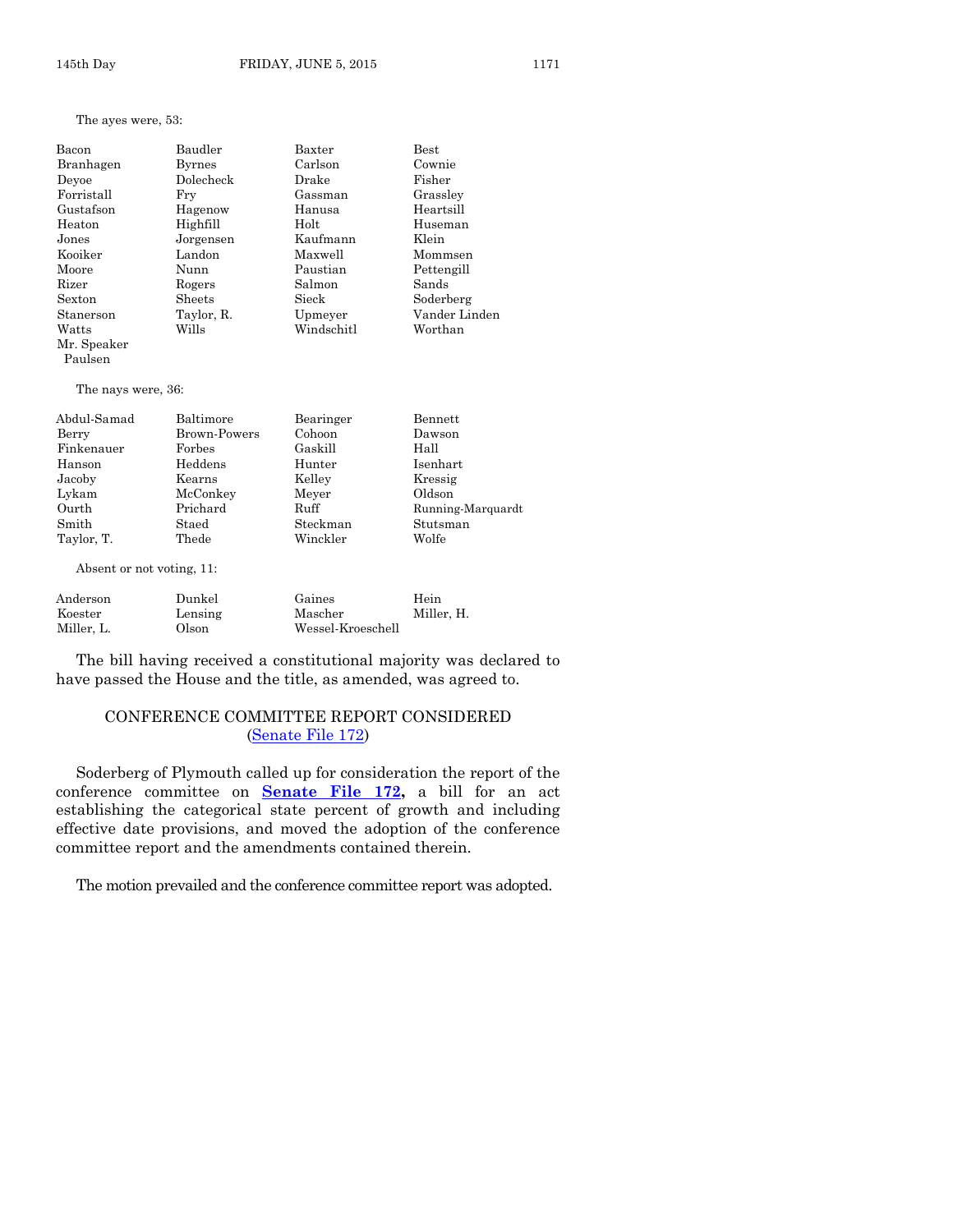The ayes were, 53:

| | | | |
|---|---|---|---|
| Bacon | Baudler | Baxter | Best |
| Branhagen | Byrnes | Carlson | Cownie |
| Deyoe | Dolecheck | Drake | Fisher |
| Forristall | Fry | Gassman | Grassley |
| Gustafson | Hagenow | Hanusa | Heartsill |
| Heaton | Highfill | Holt | Huseman |
| Jones | Jorgensen | Kaufmann | Klein |
| Kooiker | Landon | Maxwell | Mommsen |
| Moore | Nunn | Paustian | Pettengill |
| Rizer | Rogers | Salmon | Sands |
| Sexton | Sheets | Sieck | Soderberg |
| Stanerson | Taylor, R. | Upmeyer | Vander Linden |
| Watts | Wills | Windschitl | Worthan |
| Mr. Speaker Paulsen | | | |

The nays were, 36:

| | | | |
|---|---|---|---|
| Abdul-Samad | Baltimore | Bearinger | Bennett |
| Berry | Brown-Powers | Cohoon | Dawson |
| Finkenauer | Forbes | Gaskill | Hall |
| Hanson | Heddens | Hunter | Isenhart |
| Jacoby | Kearns | Kelley | Kressig |
| Lykam | McConkey | Meyer | Oldson |
| Ourth | Prichard | Ruff | Running-Marquardt |
| Smith | Staed | Steckman | Stutsman |
| Taylor, T. | Thede | Winckler | Wolfe |

Absent or not voting, 11:

| | | | |
|---|---|---|---|
| Anderson | Dunkel | Gaines | Hein |
| Koester | Lensing | Mascher | Miller, H. |
| Miller, L. | Olson | Wessel-Kroeschell | |

The bill having received a constitutional majority was declared to have passed the House and the title, as amended, was agreed to.

## CONFERENCE COMMITTEE REPORT CONSIDERED
(Senate File 172)

Soderberg of Plymouth called up for consideration the report of the conference committee on **Senate File 172,** a bill for an act establishing the categorical state percent of growth and including effective date provisions, and moved the adoption of the conference committee report and the amendments contained therein.

The motion prevailed and the conference committee report was adopted.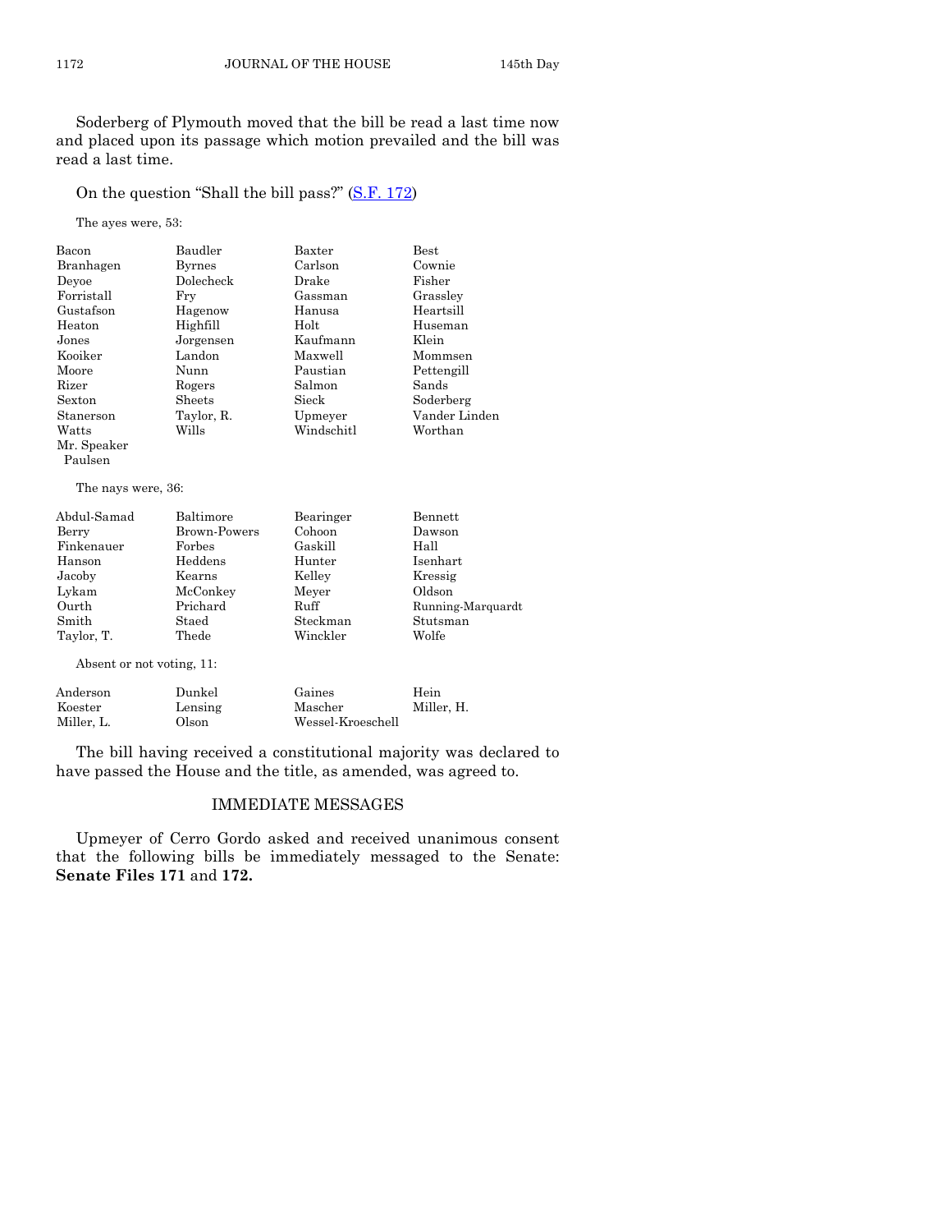Soderberg of Plymouth moved that the bill be read a last time now and placed upon its passage which motion prevailed and the bill was read a last time.

On the question "Shall the bill pass?" (S.F. 172)

The ayes were, 53:

| | | | |
|---|---|---|---|
| Bacon | Baudler | Baxter | Best |
| Branhagen | Byrnes | Carlson | Cownie |
| Deyoe | Dolecheck | Drake | Fisher |
| Forristall | Fry | Gassman | Grassley |
| Gustafson | Hagenow | Hanusa | Heartsill |
| Heaton | Highfill | Holt | Huseman |
| Jones | Jorgensen | Kaufmann | Klein |
| Kooiker | Landon | Maxwell | Mommsen |
| Moore | Nunn | Paustian | Pettengill |
| Rizer | Rogers | Salmon | Sands |
| Sexton | Sheets | Sieck | Soderberg |
| Stanerson | Taylor, R. | Upmeyer | Vander Linden |
| Watts | Wills | Windschitl | Worthan |
| Mr. Speaker Paulsen | | | |

The nays were, 36:

| | | | |
|---|---|---|---|
| Abdul-Samad | Baltimore | Bearinger | Bennett |
| Berry | Brown-Powers | Cohoon | Dawson |
| Finkenauer | Forbes | Gaskill | Hall |
| Hanson | Heddens | Hunter | Isenhart |
| Jacoby | Kearns | Kelley | Kressig |
| Lykam | McConkey | Meyer | Oldson |
| Ourth | Prichard | Ruff | Running-Marquardt |
| Smith | Staed | Steckman | Stutsman |
| Taylor, T. | Thede | Winckler | Wolfe |

Absent or not voting, 11:

| | | | |
|---|---|---|---|
| Anderson | Dunkel | Gaines | Hein |
| Koester | Lensing | Mascher | Miller, H. |
| Miller, L. | Olson | Wessel-Kroeschell | |

The bill having received a constitutional majority was declared to have passed the House and the title, as amended, was agreed to.

## IMMEDIATE MESSAGES

Upmeyer of Cerro Gordo asked and received unanimous consent that the following bills be immediately messaged to the Senate: **Senate Files 171** and **172.**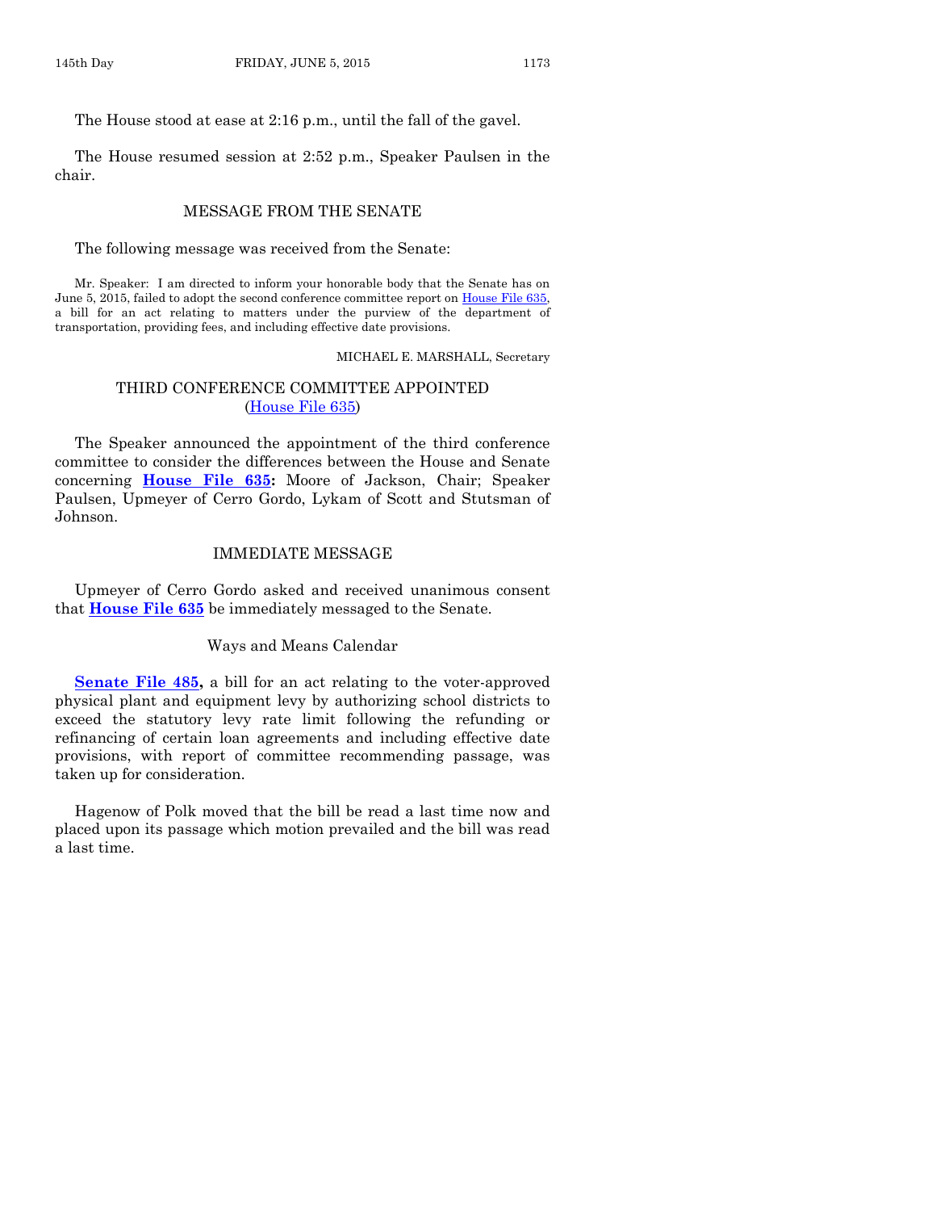The House stood at ease at 2:16 p.m., until the fall of the gavel.

The House resumed session at 2:52 p.m., Speaker Paulsen in the chair.

## MESSAGE FROM THE SENATE

The following message was received from the Senate:

Mr. Speaker: I am directed to inform your honorable body that the Senate has on June 5, 2015, failed to adopt the second conference committee report on House File 635, a bill for an act relating to matters under the purview of the department of transportation, providing fees, and including effective date provisions.

MICHAEL E. MARSHALL, Secretary

## THIRD CONFERENCE COMMITTEE APPOINTED
(House File 635)

The Speaker announced the appointment of the third conference committee to consider the differences between the House and Senate concerning **House File 635:** Moore of Jackson, Chair; Speaker Paulsen, Upmeyer of Cerro Gordo, Lykam of Scott and Stutsman of Johnson.

## IMMEDIATE MESSAGE

Upmeyer of Cerro Gordo asked and received unanimous consent that **House File 635** be immediately messaged to the Senate.

## Ways and Means Calendar

**Senate File 485,** a bill for an act relating to the voter-approved physical plant and equipment levy by authorizing school districts to exceed the statutory levy rate limit following the refunding or refinancing of certain loan agreements and including effective date provisions, with report of committee recommending passage, was taken up for consideration.

Hagenow of Polk moved that the bill be read a last time now and placed upon its passage which motion prevailed and the bill was read a last time.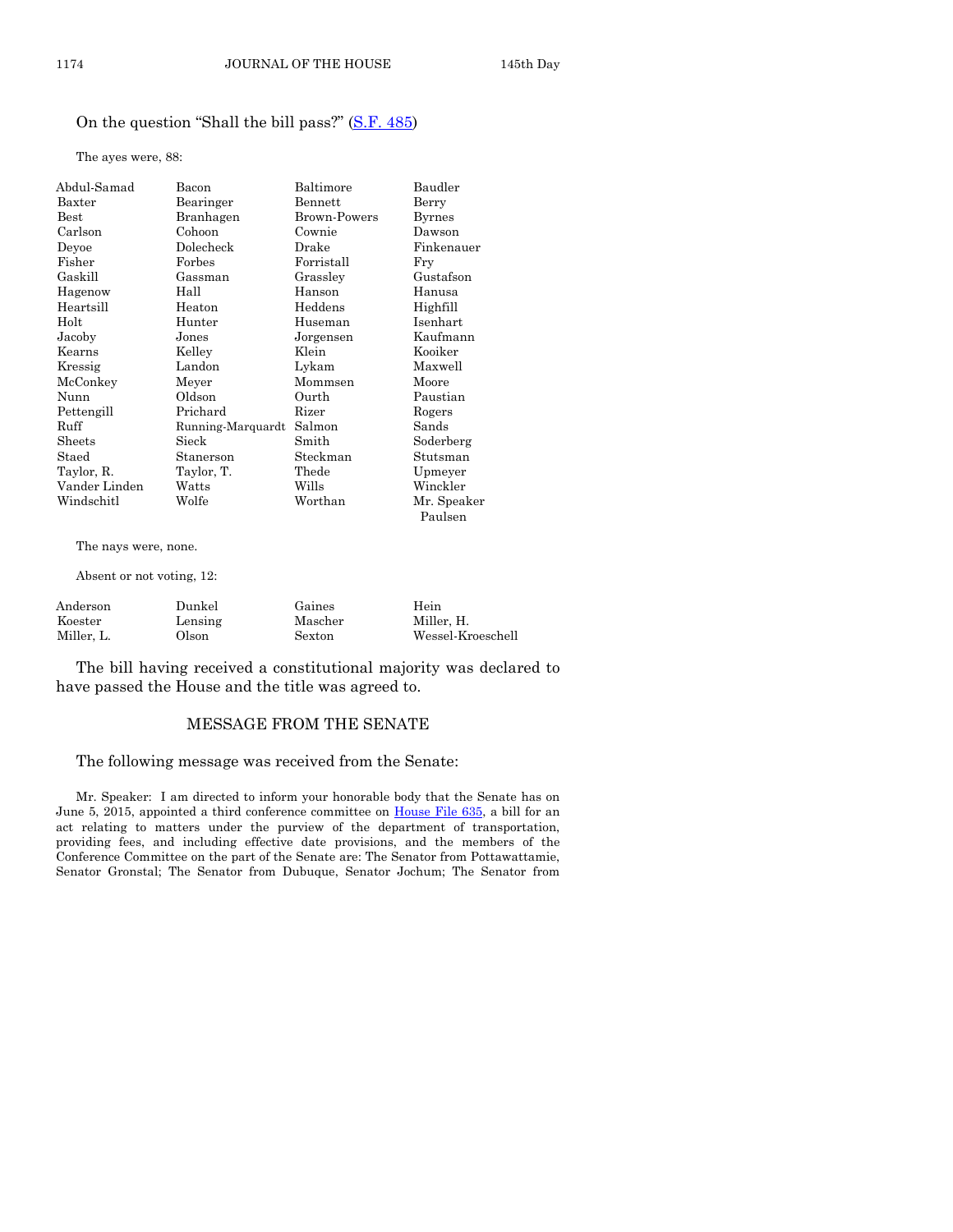On the question "Shall the bill pass?" (S.F. 485)

The ayes were, 88:

| | | | |
|---|---|---|---|
| Abdul-Samad | Bacon | Baltimore | Baudler |
| Baxter | Bearinger | Bennett | Berry |
| Best | Branhagen | Brown-Powers | Byrnes |
| Carlson | Cohoon | Cownie | Dawson |
| Deyoe | Dolecheck | Drake | Finkenauer |
| Fisher | Forbes | Forristall | Fry |
| Gaskill | Gassman | Grassley | Gustafson |
| Hagenow | Hall | Hanson | Hanusa |
| Heartsill | Heaton | Heddens | Highfill |
| Holt | Hunter | Huseman | Isenhart |
| Jacoby | Jones | Jorgensen | Kaufmann |
| Kearns | Kelley | Klein | Kooiker |
| Kressig | Landon | Lykam | Maxwell |
| McConkey | Meyer | Mommsen | Moore |
| Nunn | Oldson | Ourth | Paustian |
| Pettengill | Prichard | Rizer | Rogers |
| Ruff | Running-Marquardt | Salmon | Sands |
| Sheets | Sieck | Smith | Soderberg |
| Staed | Stanerson | Steckman | Stutsman |
| Taylor, R. | Taylor, T. | Thede | Upmeyer |
| Vander Linden | Watts | Wills | Winckler |
| Windschitl | Wolfe | Worthan | Mr. Speaker Paulsen |

The nays were, none.

Absent or not voting, 12:

| | | | |
|---|---|---|---|
| Anderson | Dunkel | Gaines | Hein |
| Koester | Lensing | Mascher | Miller, H. |
| Miller, L. | Olson | Sexton | Wessel-Kroeschell |

The bill having received a constitutional majority was declared to have passed the House and the title was agreed to.

## MESSAGE FROM THE SENATE

The following message was received from the Senate:

Mr. Speaker: I am directed to inform your honorable body that the Senate has on June 5, 2015, appointed a third conference committee on House File 635, a bill for an act relating to matters under the purview of the department of transportation, providing fees, and including effective date provisions, and the members of the Conference Committee on the part of the Senate are: The Senator from Pottawattamie, Senator Gronstal; The Senator from Dubuque, Senator Jochum; The Senator from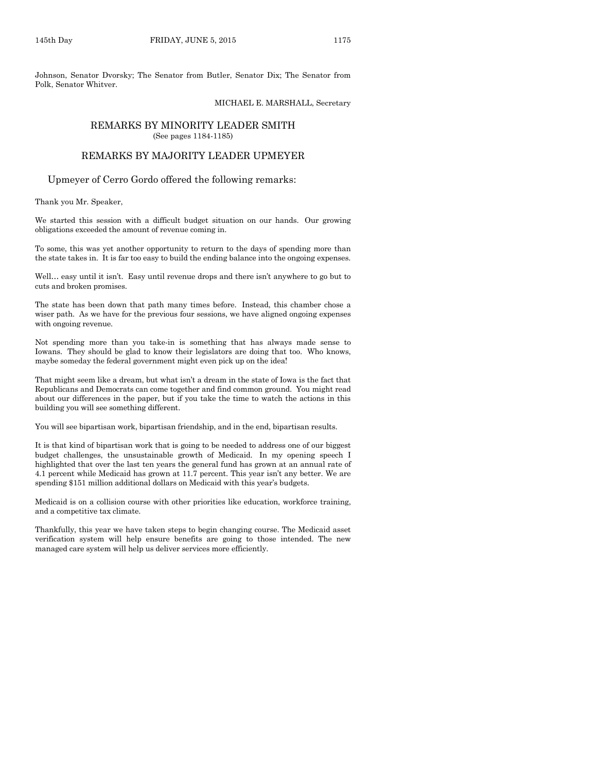Johnson, Senator Dvorsky; The Senator from Butler, Senator Dix; The Senator from Polk, Senator Whitver.

MICHAEL E. MARSHALL, Secretary

## REMARKS BY MINORITY LEADER SMITH

(See pages 1184-1185)

## REMARKS BY MAJORITY LEADER UPMEYER

Upmeyer of Cerro Gordo offered the following remarks:

Thank you Mr. Speaker,

We started this session with a difficult budget situation on our hands. Our growing obligations exceeded the amount of revenue coming in.

To some, this was yet another opportunity to return to the days of spending more than the state takes in. It is far too easy to build the ending balance into the ongoing expenses.

Well… easy until it isn't. Easy until revenue drops and there isn't anywhere to go but to cuts and broken promises.

The state has been down that path many times before. Instead, this chamber chose a wiser path. As we have for the previous four sessions, we have aligned ongoing expenses with ongoing revenue.

Not spending more than you take-in is something that has always made sense to Iowans. They should be glad to know their legislators are doing that too. Who knows, maybe someday the federal government might even pick up on the idea!

That might seem like a dream, but what isn't a dream in the state of Iowa is the fact that Republicans and Democrats can come together and find common ground. You might read about our differences in the paper, but if you take the time to watch the actions in this building you will see something different.

You will see bipartisan work, bipartisan friendship, and in the end, bipartisan results.

It is that kind of bipartisan work that is going to be needed to address one of our biggest budget challenges, the unsustainable growth of Medicaid. In my opening speech I highlighted that over the last ten years the general fund has grown at an annual rate of 4.1 percent while Medicaid has grown at 11.7 percent. This year isn't any better. We are spending $151 million additional dollars on Medicaid with this year's budgets.

Medicaid is on a collision course with other priorities like education, workforce training, and a competitive tax climate.

Thankfully, this year we have taken steps to begin changing course. The Medicaid asset verification system will help ensure benefits are going to those intended. The new managed care system will help us deliver services more efficiently.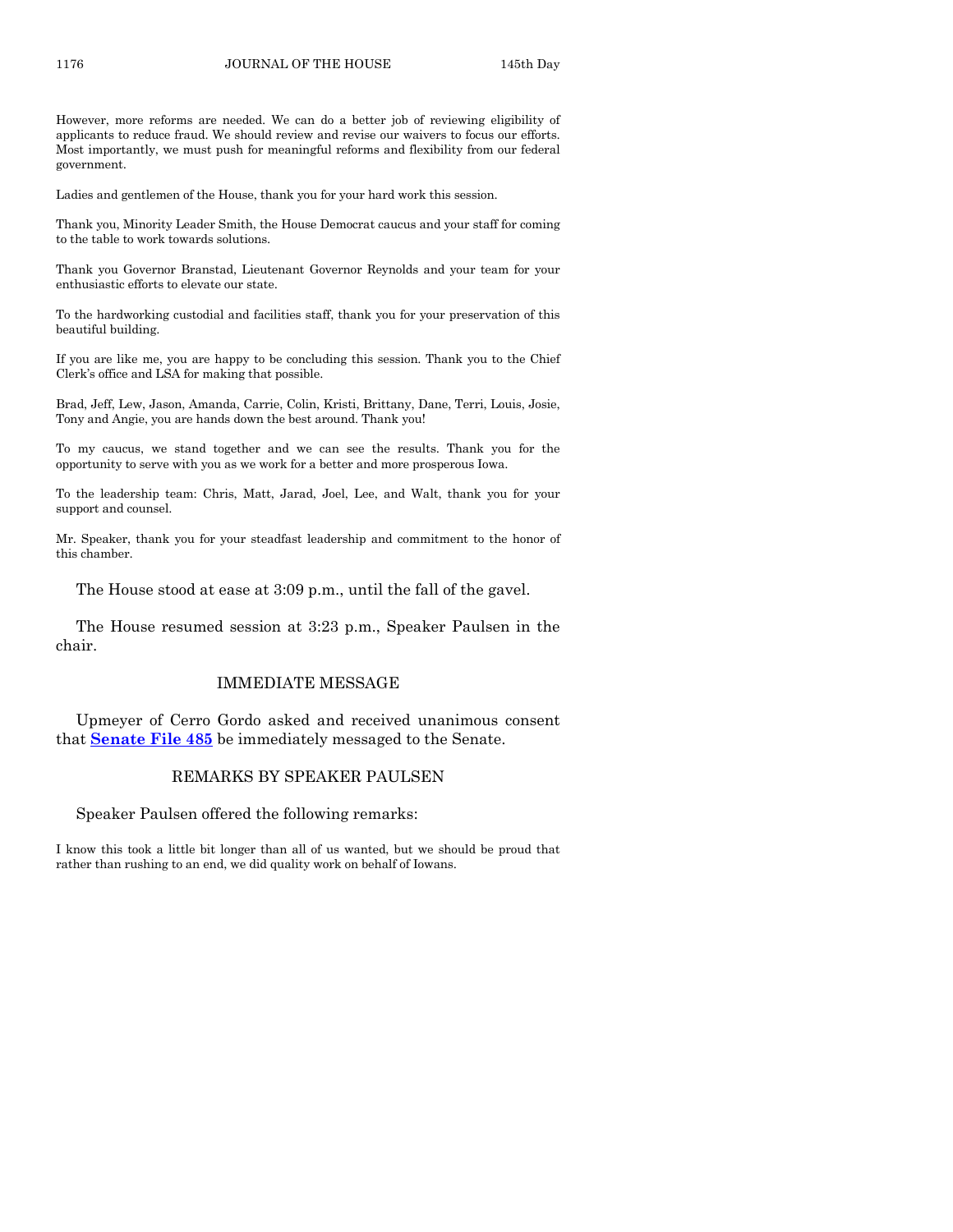However, more reforms are needed. We can do a better job of reviewing eligibility of applicants to reduce fraud. We should review and revise our waivers to focus our efforts. Most importantly, we must push for meaningful reforms and flexibility from our federal government.

Ladies and gentlemen of the House, thank you for your hard work this session.

Thank you, Minority Leader Smith, the House Democrat caucus and your staff for coming to the table to work towards solutions.

Thank you Governor Branstad, Lieutenant Governor Reynolds and your team for your enthusiastic efforts to elevate our state.

To the hardworking custodial and facilities staff, thank you for your preservation of this beautiful building.

If you are like me, you are happy to be concluding this session. Thank you to the Chief Clerk's office and LSA for making that possible.

Brad, Jeff, Lew, Jason, Amanda, Carrie, Colin, Kristi, Brittany, Dane, Terri, Louis, Josie, Tony and Angie, you are hands down the best around. Thank you!

To my caucus, we stand together and we can see the results. Thank you for the opportunity to serve with you as we work for a better and more prosperous Iowa.

To the leadership team: Chris, Matt, Jarad, Joel, Lee, and Walt, thank you for your support and counsel.

Mr. Speaker, thank you for your steadfast leadership and commitment to the honor of this chamber.

The House stood at ease at 3:09 p.m., until the fall of the gavel.

The House resumed session at 3:23 p.m., Speaker Paulsen in the chair.

## IMMEDIATE MESSAGE

Upmeyer of Cerro Gordo asked and received unanimous consent that **Senate File 485** be immediately messaged to the Senate.

## REMARKS BY SPEAKER PAULSEN

Speaker Paulsen offered the following remarks:

I know this took a little bit longer than all of us wanted, but we should be proud that rather than rushing to an end, we did quality work on behalf of Iowans.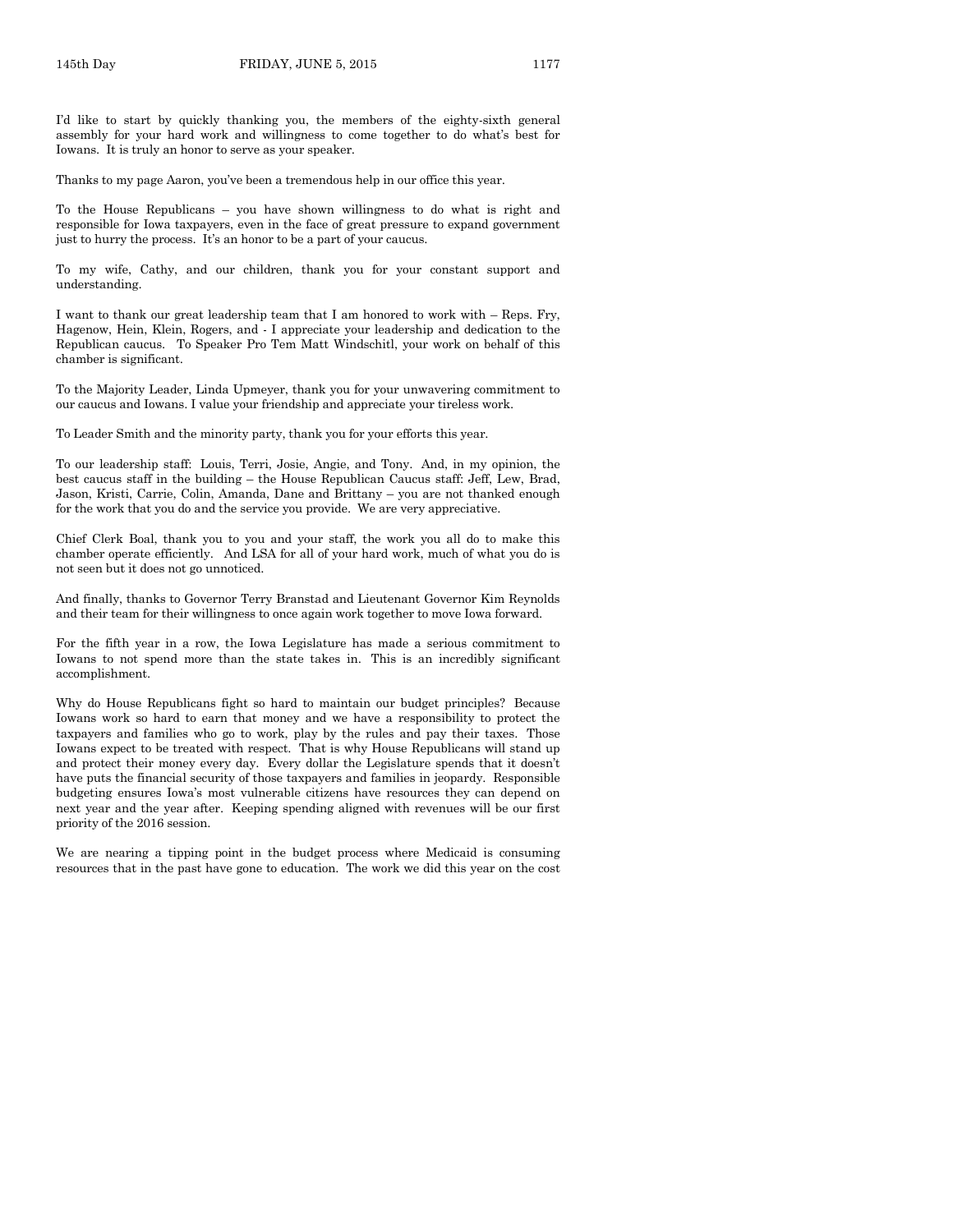I'd like to start by quickly thanking you, the members of the eighty-sixth general assembly for your hard work and willingness to come together to do what's best for Iowans. It is truly an honor to serve as your speaker.

Thanks to my page Aaron, you've been a tremendous help in our office this year.

To the House Republicans – you have shown willingness to do what is right and responsible for Iowa taxpayers, even in the face of great pressure to expand government just to hurry the process. It's an honor to be a part of your caucus.

To my wife, Cathy, and our children, thank you for your constant support and understanding.

I want to thank our great leadership team that I am honored to work with – Reps. Fry, Hagenow, Hein, Klein, Rogers, and - I appreciate your leadership and dedication to the Republican caucus. To Speaker Pro Tem Matt Windschitl, your work on behalf of this chamber is significant.

To the Majority Leader, Linda Upmeyer, thank you for your unwavering commitment to our caucus and Iowans. I value your friendship and appreciate your tireless work.

To Leader Smith and the minority party, thank you for your efforts this year.

To our leadership staff: Louis, Terri, Josie, Angie, and Tony. And, in my opinion, the best caucus staff in the building – the House Republican Caucus staff: Jeff, Lew, Brad, Jason, Kristi, Carrie, Colin, Amanda, Dane and Brittany – you are not thanked enough for the work that you do and the service you provide. We are very appreciative.

Chief Clerk Boal, thank you to you and your staff, the work you all do to make this chamber operate efficiently. And LSA for all of your hard work, much of what you do is not seen but it does not go unnoticed.

And finally, thanks to Governor Terry Branstad and Lieutenant Governor Kim Reynolds and their team for their willingness to once again work together to move Iowa forward.

For the fifth year in a row, the Iowa Legislature has made a serious commitment to Iowans to not spend more than the state takes in. This is an incredibly significant accomplishment.

Why do House Republicans fight so hard to maintain our budget principles? Because Iowans work so hard to earn that money and we have a responsibility to protect the taxpayers and families who go to work, play by the rules and pay their taxes. Those Iowans expect to be treated with respect. That is why House Republicans will stand up and protect their money every day. Every dollar the Legislature spends that it doesn't have puts the financial security of those taxpayers and families in jeopardy. Responsible budgeting ensures Iowa's most vulnerable citizens have resources they can depend on next year and the year after. Keeping spending aligned with revenues will be our first priority of the 2016 session.

We are nearing a tipping point in the budget process where Medicaid is consuming resources that in the past have gone to education. The work we did this year on the cost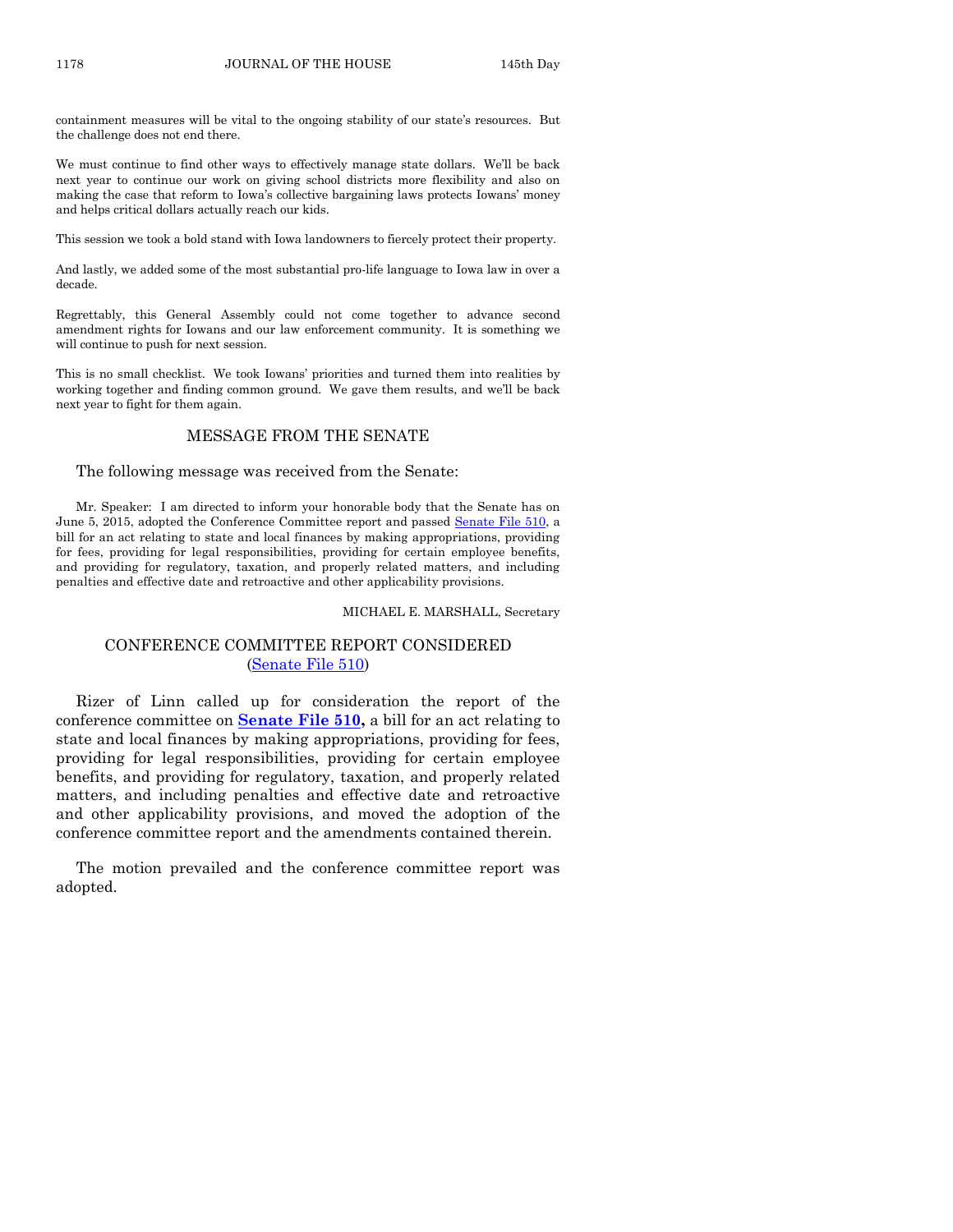containment measures will be vital to the ongoing stability of our state's resources. But the challenge does not end there.

We must continue to find other ways to effectively manage state dollars. We'll be back next year to continue our work on giving school districts more flexibility and also on making the case that reform to Iowa's collective bargaining laws protects Iowans' money and helps critical dollars actually reach our kids.

This session we took a bold stand with Iowa landowners to fiercely protect their property.

And lastly, we added some of the most substantial pro-life language to Iowa law in over a decade.

Regrettably, this General Assembly could not come together to advance second amendment rights for Iowans and our law enforcement community. It is something we will continue to push for next session.

This is no small checklist. We took Iowans' priorities and turned them into realities by working together and finding common ground. We gave them results, and we'll be back next year to fight for them again.

## MESSAGE FROM THE SENATE

The following message was received from the Senate:

Mr. Speaker: I am directed to inform your honorable body that the Senate has on June 5, 2015, adopted the Conference Committee report and passed Senate File 510, a bill for an act relating to state and local finances by making appropriations, providing for fees, providing for legal responsibilities, providing for certain employee benefits, and providing for regulatory, taxation, and properly related matters, and including penalties and effective date and retroactive and other applicability provisions.

MICHAEL E. MARSHALL, Secretary

## CONFERENCE COMMITTEE REPORT CONSIDERED (Senate File 510)

Rizer of Linn called up for consideration the report of the conference committee on **Senate File 510,** a bill for an act relating to state and local finances by making appropriations, providing for fees, providing for legal responsibilities, providing for certain employee benefits, and providing for regulatory, taxation, and properly related matters, and including penalties and effective date and retroactive and other applicability provisions, and moved the adoption of the conference committee report and the amendments contained therein.

The motion prevailed and the conference committee report was adopted.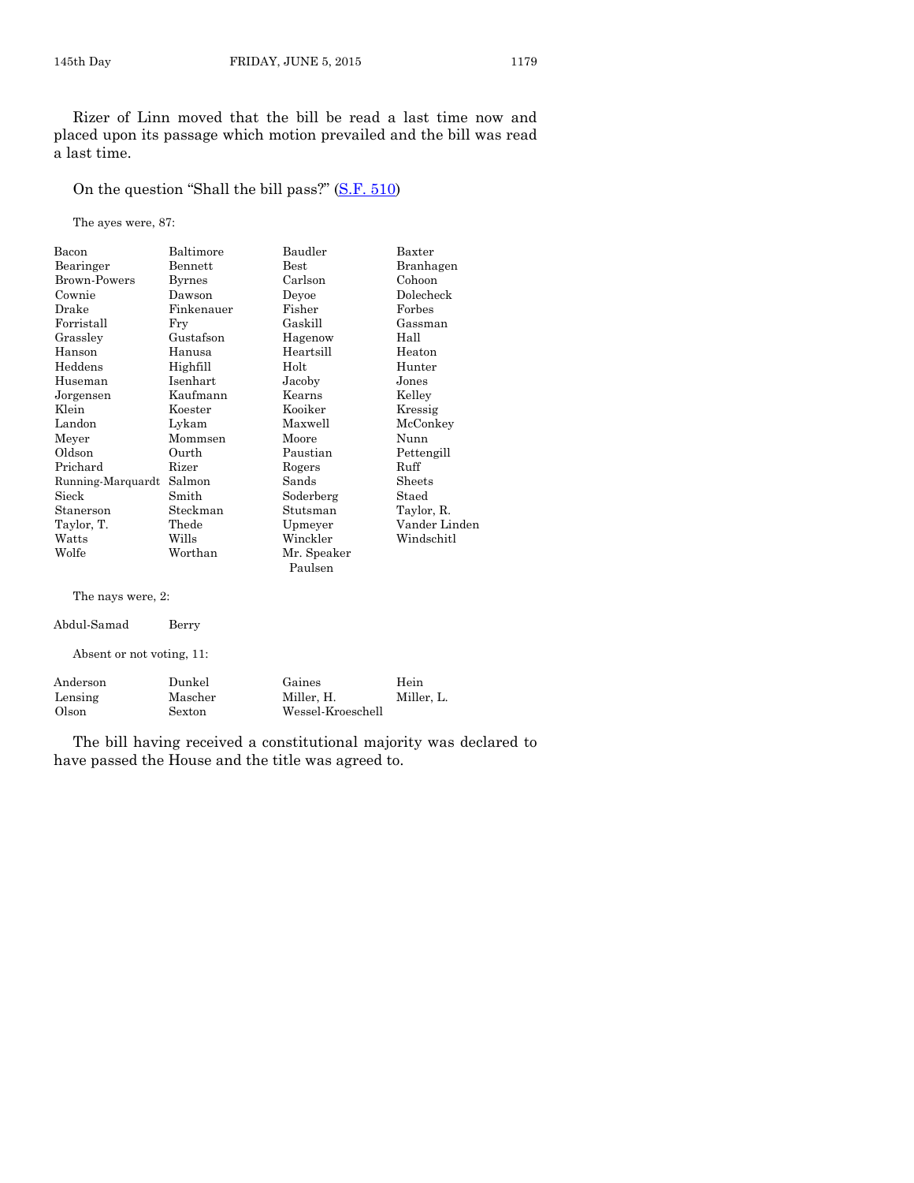Rizer of Linn moved that the bill be read a last time now and placed upon its passage which motion prevailed and the bill was read a last time.

On the question "Shall the bill pass?" (S.F. 510)

The ayes were, 87:

| | | | |
|---|---|---|---|
| Bacon | Baltimore | Baudler | Baxter |
| Bearinger | Bennett | Best | Branhagen |
| Brown-Powers | Byrnes | Carlson | Cohoon |
| Cownie | Dawson | Deyoe | Dolecheck |
| Drake | Finkenauer | Fisher | Forbes |
| Forristall | Fry | Gaskill | Gassman |
| Grassley | Gustafson | Hagenow | Hall |
| Hanson | Hanusa | Heartsill | Heaton |
| Heddens | Highfill | Holt | Hunter |
| Huseman | Isenhart | Jacoby | Jones |
| Jorgensen | Kaufmann | Kearns | Kelley |
| Klein | Koester | Kooiker | Kressig |
| Landon | Lykam | Maxwell | McConkey |
| Meyer | Mommsen | Moore | Nunn |
| Oldson | Ourth | Paustian | Pettengill |
| Prichard | Rizer | Rogers | Ruff |
| Running-Marquardt | Salmon | Sands | Sheets |
| Sieck | Smith | Soderberg | Staed |
| Stanerson | Steckman | Stutsman | Taylor, R. |
| Taylor, T. | Thede | Upmeyer | Vander Linden |
| Watts | Wills | Winckler | Windschitl |
| Wolfe | Worthan | Mr. Speaker Paulsen | |

The nays were, 2:

| | |
|---|---|
| Abdul-Samad | Berry |

Absent or not voting, 11:

| | | | |
|---|---|---|---|
| Anderson | Dunkel | Gaines | Hein |
| Lensing | Mascher | Miller, H. | Miller, L. |
| Olson | Sexton | Wessel-Kroeschell | |

The bill having received a constitutional majority was declared to have passed the House and the title was agreed to.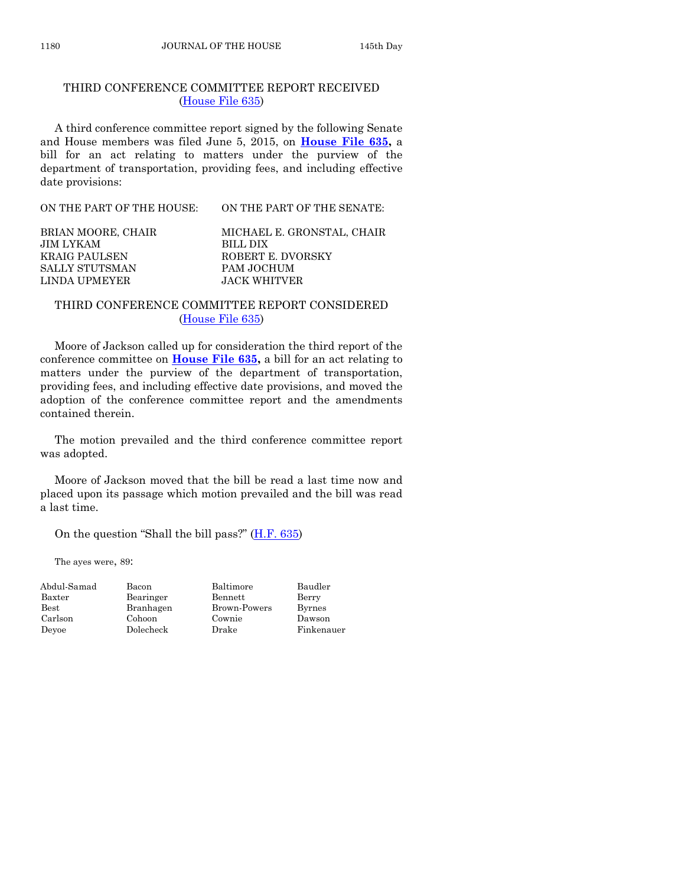## THIRD CONFERENCE COMMITTEE REPORT RECEIVED
(House File 635)

A third conference committee report signed by the following Senate and House members was filed June 5, 2015, on **House File 635,** a bill for an act relating to matters under the purview of the department of transportation, providing fees, and including effective date provisions:

| ON THE PART OF THE HOUSE: | ON THE PART OF THE SENATE: |
|---|---|
| BRIAN MOORE, CHAIR | MICHAEL E. GRONSTAL, CHAIR |
| JIM LYKAM | BILL DIX |
| KRAIG PAULSEN | ROBERT E. DVORSKY |
| SALLY STUTSMAN | PAM JOCHUM |
| LINDA UPMEYER | JACK WHITVER |

## THIRD CONFERENCE COMMITTEE REPORT CONSIDERED
(House File 635)

Moore of Jackson called up for consideration the third report of the conference committee on **House File 635,** a bill for an act relating to matters under the purview of the department of transportation, providing fees, and including effective date provisions, and moved the adoption of the conference committee report and the amendments contained therein.

The motion prevailed and the third conference committee report was adopted.

Moore of Jackson moved that the bill be read a last time now and placed upon its passage which motion prevailed and the bill was read a last time.

On the question "Shall the bill pass?" (H.F. 635)

The ayes were, 89:

| | | | |
|---|---|---|---|
| Abdul-Samad | Bacon | Baltimore | Baudler |
| Baxter | Bearinger | Bennett | Berry |
| Best | Branhagen | Brown-Powers | Byrnes |
| Carlson | Cohoon | Cownie | Dawson |
| Deyoe | Dolecheck | Drake | Finkenauer |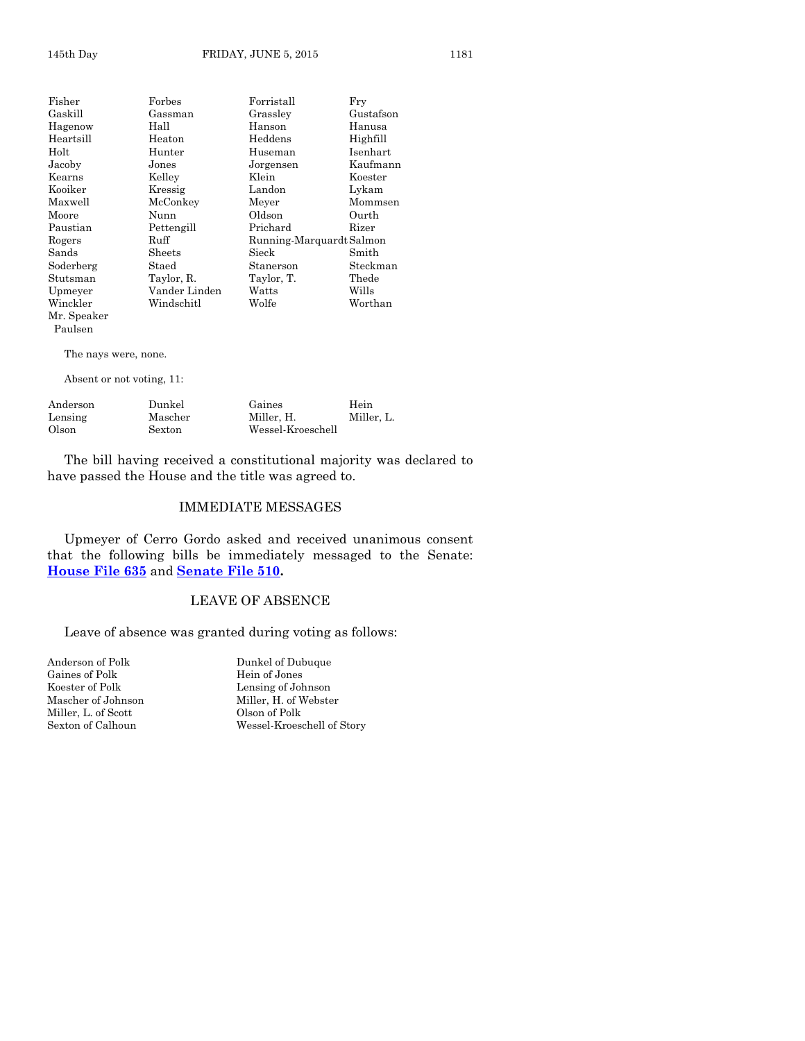| | | | |
|---|---|---|---|
| Fisher | Forbes | Forristall | Fry |
| Gaskill | Gassman | Grassley | Gustafson |
| Hagenow | Hall | Hanson | Hanusa |
| Heartsill | Heaton | Heddens | Highfill |
| Holt | Hunter | Huseman | Isenhart |
| Jacoby | Jones | Jorgensen | Kaufmann |
| Kearns | Kelley | Klein | Koester |
| Kooiker | Kressig | Landon | Lykam |
| Maxwell | McConkey | Meyer | Mommsen |
| Moore | Nunn | Oldson | Ourth |
| Paustian | Pettengill | Prichard | Rizer |
| Rogers | Ruff | Running-Marquardt | Salmon |
| Sands | Sheets | Sieck | Smith |
| Soderberg | Staed | Stanerson | Steckman |
| Stutsman | Taylor, R. | Taylor, T. | Thede |
| Upmeyer | Vander Linden | Watts | Wills |
| Winckler | Windschitl | Wolfe | Worthan |
| Mr. Speaker Paulsen | | | |

The nays were, none.

Absent or not voting, 11:

| | | | |
|---|---|---|---|
| Anderson | Dunkel | Gaines | Hein |
| Lensing | Mascher | Miller, H. | Miller, L. |
| Olson | Sexton | Wessel-Kroeschell | |

The bill having received a constitutional majority was declared to have passed the House and the title was agreed to.

## IMMEDIATE MESSAGES

Upmeyer of Cerro Gordo asked and received unanimous consent that the following bills be immediately messaged to the Senate: **House File 635** and **Senate File 510.**

## LEAVE OF ABSENCE

Leave of absence was granted during voting as follows:

| | |
|---|---|
| Anderson of Polk | Dunkel of Dubuque |
| Gaines of Polk | Hein of Jones |
| Koester of Polk | Lensing of Johnson |
| Mascher of Johnson | Miller, H. of Webster |
| Miller, L. of Scott | Olson of Polk |
| Sexton of Calhoun | Wessel-Kroeschell of Story |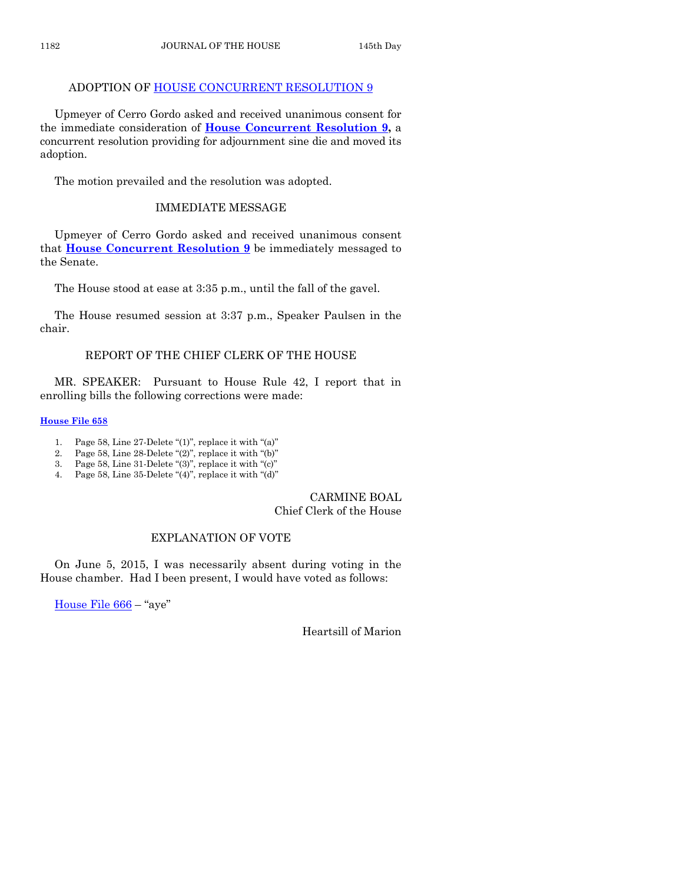## ADOPTION OF HOUSE CONCURRENT RESOLUTION 9

Upmeyer of Cerro Gordo asked and received unanimous consent for the immediate consideration of **House Concurrent Resolution 9,** a concurrent resolution providing for adjournment sine die and moved its adoption.

The motion prevailed and the resolution was adopted.

## IMMEDIATE MESSAGE

Upmeyer of Cerro Gordo asked and received unanimous consent that **House Concurrent Resolution 9** be immediately messaged to the Senate.

The House stood at ease at 3:35 p.m., until the fall of the gavel.

The House resumed session at 3:37 p.m., Speaker Paulsen in the chair.

## REPORT OF THE CHIEF CLERK OF THE HOUSE

MR. SPEAKER: Pursuant to House Rule 42, I report that in enrolling bills the following corrections were made:

**House File 658**

1. Page 58, Line 27-Delete "(1)", replace it with "(a)"
2. Page 58, Line 28-Delete "(2)", replace it with "(b)"
3. Page 58, Line 31-Delete "(3)", replace it with "(c)"
4. Page 58, Line 35-Delete "(4)", replace it with "(d)"

CARMINE BOAL
Chief Clerk of the House

## EXPLANATION OF VOTE

On June 5, 2015, I was necessarily absent during voting in the House chamber. Had I been present, I would have voted as follows:

House File 666 – "aye"

Heartsill of Marion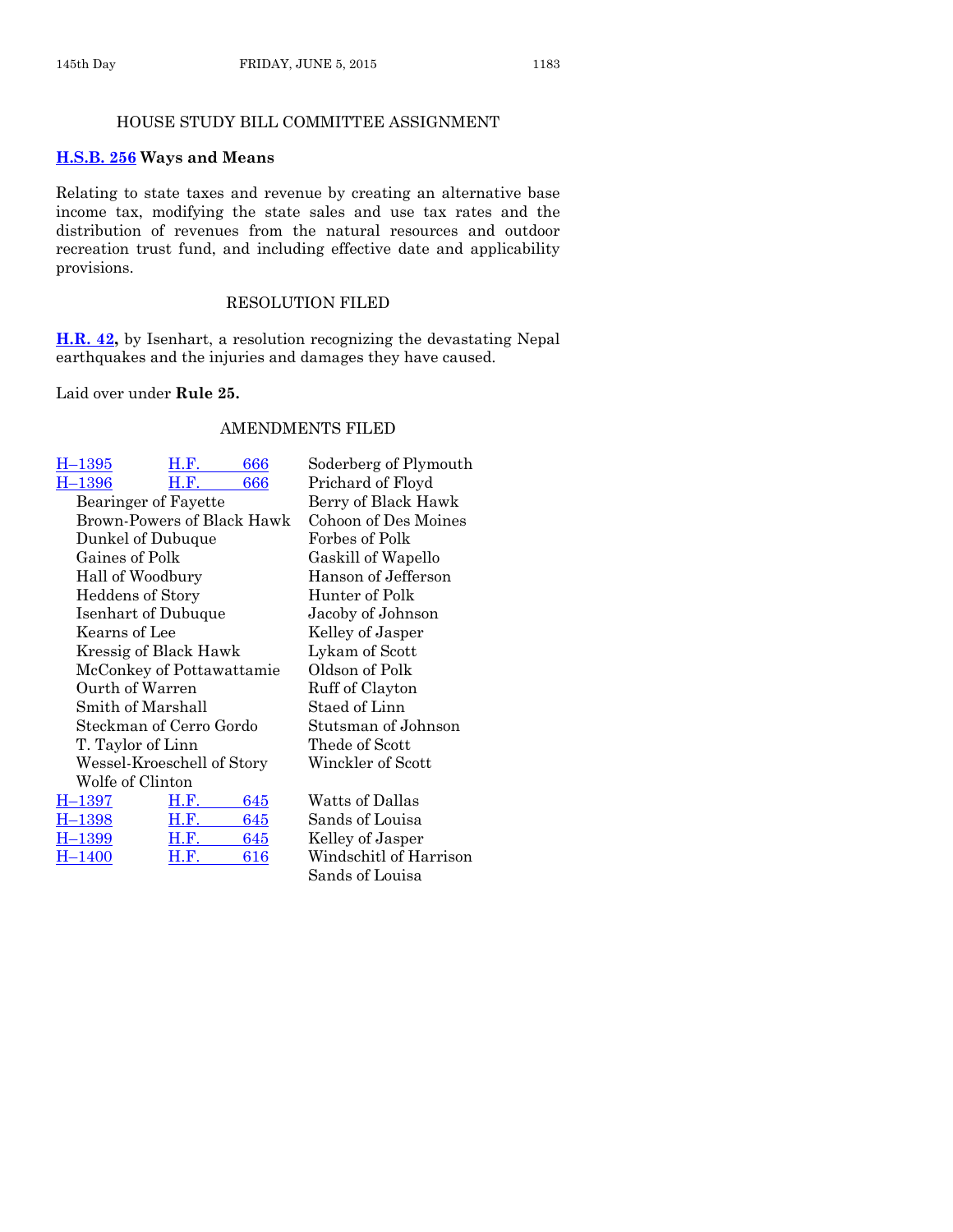## HOUSE STUDY BILL COMMITTEE ASSIGNMENT

**H.S.B. 256 Ways and Means**

Relating to state taxes and revenue by creating an alternative base income tax, modifying the state sales and use tax rates and the distribution of revenues from the natural resources and outdoor recreation trust fund, and including effective date and applicability provisions.

## RESOLUTION FILED

**H.R. 42,** by Isenhart, a resolution recognizing the devastating Nepal earthquakes and the injuries and damages they have caused.

Laid over under **Rule 25.**

## AMENDMENTS FILED

| | | |
|---|---|---|
| H–1395 | H.F. 666 | Soderberg of Plymouth |
| H–1396 | H.F. 666 | Prichard of Floyd |
| | Bearinger of Fayette | Berry of Black Hawk |
| | Brown-Powers of Black Hawk | Cohoon of Des Moines |
| | Dunkel of Dubuque | Forbes of Polk |
| | Gaines of Polk | Gaskill of Wapello |
| | Hall of Woodbury | Hanson of Jefferson |
| | Heddens of Story | Hunter of Polk |
| | Isenhart of Dubuque | Jacoby of Johnson |
| | Kearns of Lee | Kelley of Jasper |
| | Kressig of Black Hawk | Lykam of Scott |
| | McConkey of Pottawattamie | Oldson of Polk |
| | Ourth of Warren | Ruff of Clayton |
| | Smith of Marshall | Staed of Linn |
| | Steckman of Cerro Gordo | Stutsman of Johnson |
| | T. Taylor of Linn | Thede of Scott |
| | Wessel-Kroeschell of Story | Winckler of Scott |
| | Wolfe of Clinton | |
| H–1397 | H.F. 645 | Watts of Dallas |
| H–1398 | H.F. 645 | Sands of Louisa |
| H–1399 | H.F. 645 | Kelley of Jasper |
| H–1400 | H.F. 616 | Windschitl of Harrison |
| | | Sands of Louisa |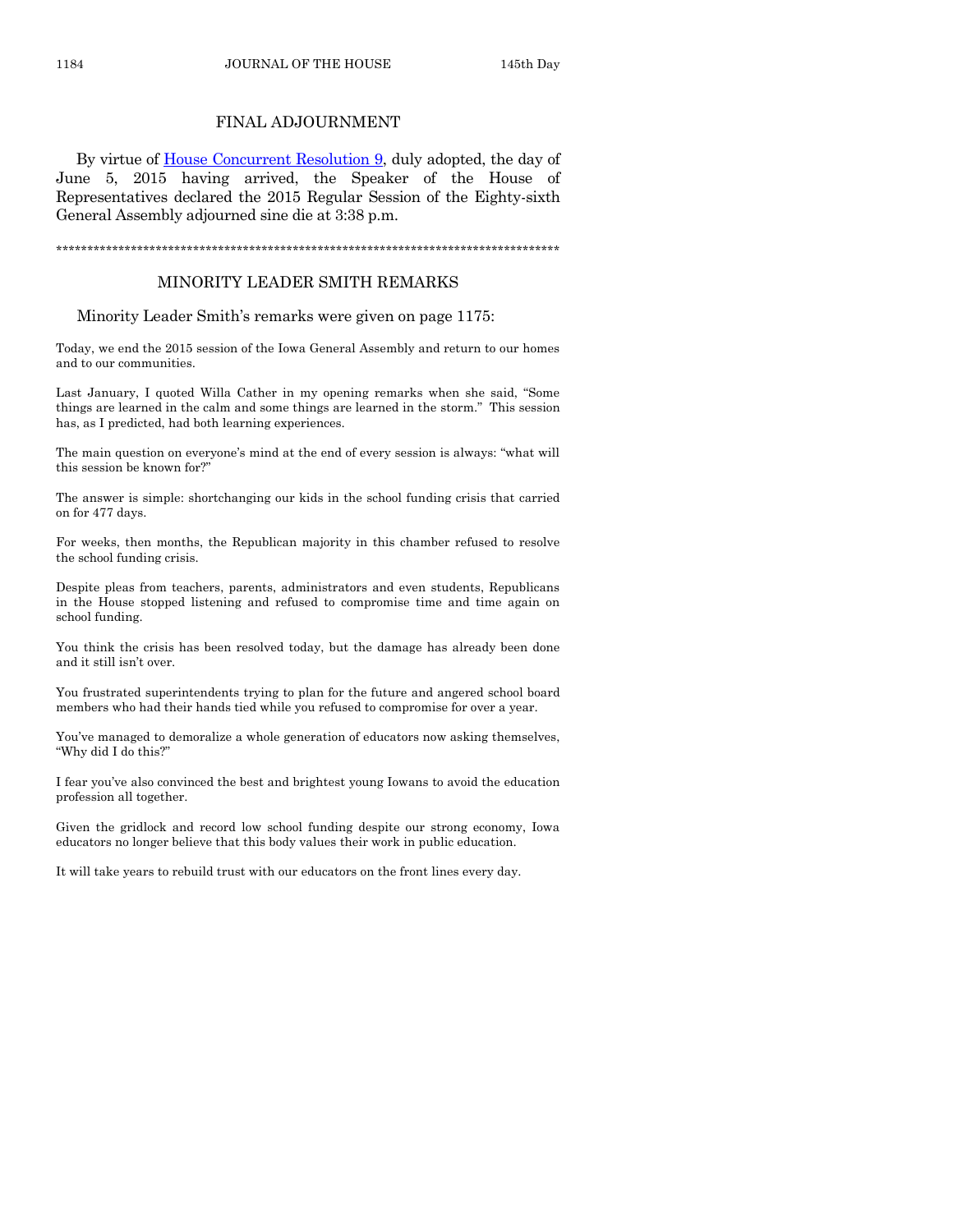## FINAL ADJOURNMENT

By virtue of House Concurrent Resolution 9, duly adopted, the day of June 5, 2015 having arrived, the Speaker of the House of Representatives declared the 2015 Regular Session of the Eighty-sixth General Assembly adjourned sine die at 3:38 p.m.

\*\*\*\*\*\*\*\*\*\*\*\*\*\*\*\*\*\*\*\*\*\*\*\*\*\*\*\*\*\*\*\*\*\*\*\*\*\*\*\*\*\*\*\*\*\*\*\*\*\*\*\*\*\*\*\*\*\*\*\*\*\*\*\*\*\*\*\*\*\*\*\*\*\*\*\*\*\*\*\*\*\*\*\*\*\*\*\*

## MINORITY LEADER SMITH REMARKS

Minority Leader Smith's remarks were given on page 1175:

Today, we end the 2015 session of the Iowa General Assembly and return to our homes and to our communities.

Last January, I quoted Willa Cather in my opening remarks when she said, "Some things are learned in the calm and some things are learned in the storm." This session has, as I predicted, had both learning experiences.

The main question on everyone's mind at the end of every session is always: "what will this session be known for?"

The answer is simple: shortchanging our kids in the school funding crisis that carried on for 477 days.

For weeks, then months, the Republican majority in this chamber refused to resolve the school funding crisis.

Despite pleas from teachers, parents, administrators and even students, Republicans in the House stopped listening and refused to compromise time and time again on school funding.

You think the crisis has been resolved today, but the damage has already been done and it still isn't over.

You frustrated superintendents trying to plan for the future and angered school board members who had their hands tied while you refused to compromise for over a year.

You've managed to demoralize a whole generation of educators now asking themselves, "Why did I do this?"

I fear you've also convinced the best and brightest young Iowans to avoid the education profession all together.

Given the gridlock and record low school funding despite our strong economy, Iowa educators no longer believe that this body values their work in public education.

It will take years to rebuild trust with our educators on the front lines every day.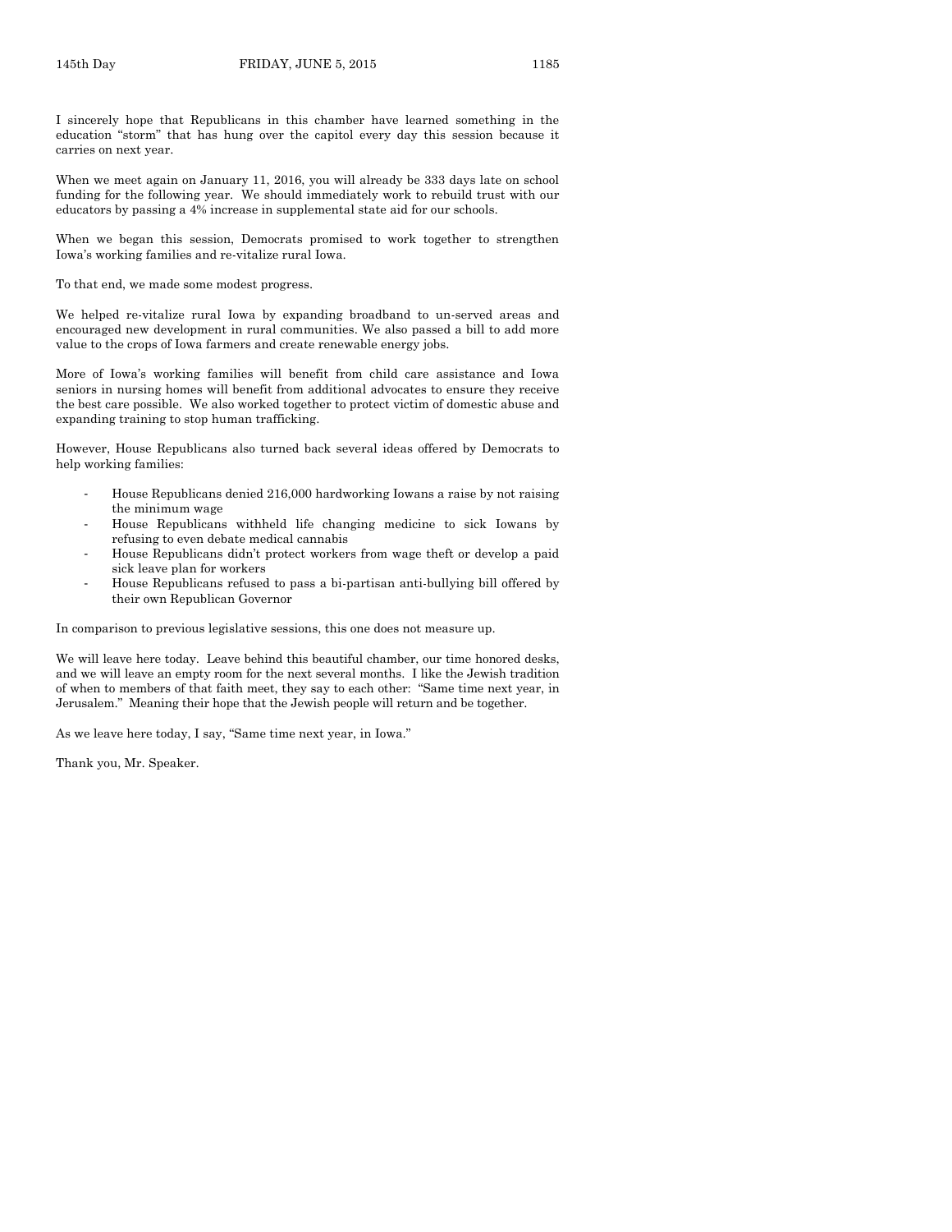I sincerely hope that Republicans in this chamber have learned something in the education "storm" that has hung over the capitol every day this session because it carries on next year.

When we meet again on January 11, 2016, you will already be 333 days late on school funding for the following year. We should immediately work to rebuild trust with our educators by passing a 4% increase in supplemental state aid for our schools.

When we began this session, Democrats promised to work together to strengthen Iowa's working families and re-vitalize rural Iowa.

To that end, we made some modest progress.

We helped re-vitalize rural Iowa by expanding broadband to un-served areas and encouraged new development in rural communities. We also passed a bill to add more value to the crops of Iowa farmers and create renewable energy jobs.

More of Iowa's working families will benefit from child care assistance and Iowa seniors in nursing homes will benefit from additional advocates to ensure they receive the best care possible. We also worked together to protect victim of domestic abuse and expanding training to stop human trafficking.

However, House Republicans also turned back several ideas offered by Democrats to help working families:

- House Republicans denied 216,000 hardworking Iowans a raise by not raising the minimum wage
- House Republicans withheld life changing medicine to sick Iowans by refusing to even debate medical cannabis
- House Republicans didn't protect workers from wage theft or develop a paid sick leave plan for workers
- House Republicans refused to pass a bi-partisan anti-bullying bill offered by their own Republican Governor

In comparison to previous legislative sessions, this one does not measure up.

We will leave here today. Leave behind this beautiful chamber, our time honored desks, and we will leave an empty room for the next several months. I like the Jewish tradition of when to members of that faith meet, they say to each other: "Same time next year, in Jerusalem." Meaning their hope that the Jewish people will return and be together.

As we leave here today, I say, "Same time next year, in Iowa."

Thank you, Mr. Speaker.